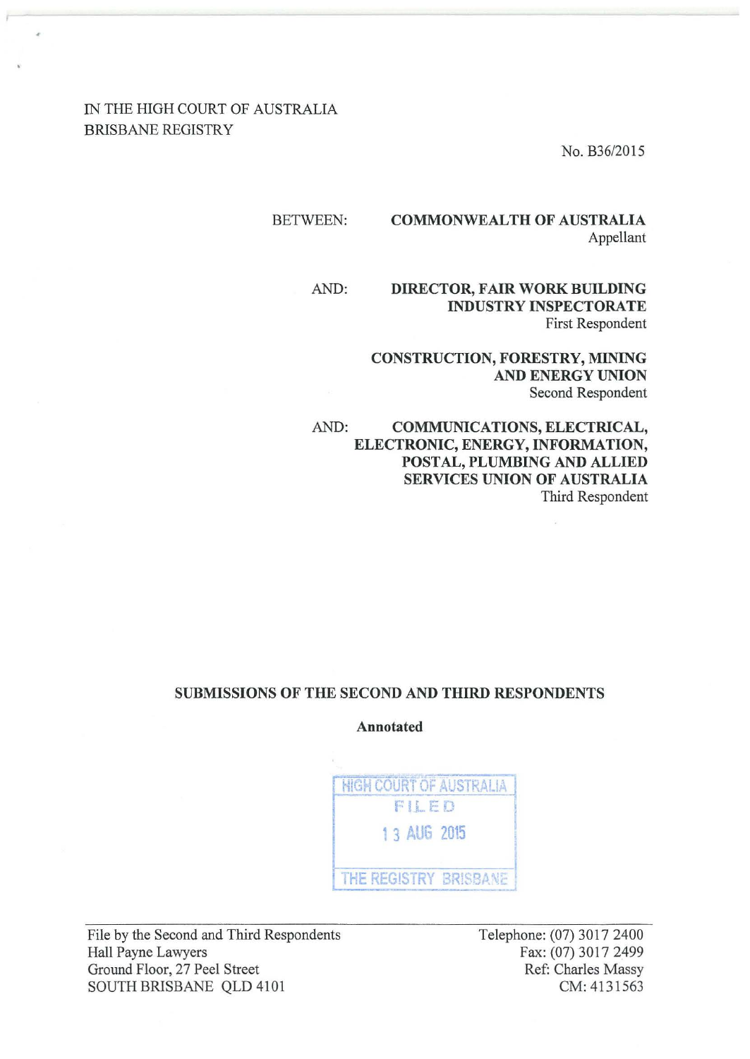IN THE HIGH COURT OF AUSTRALIA
BRISBANE REGISTRY

No. B36/2015

BETWEEN: **COMMONWEALTH OF AUSTRALIA**
Appellant

AND: **DIRECTOR, FAIR WORK BUILDING INDUSTRY INSPECTORATE**
First Respondent

**CONSTRUCTION, FORESTRY, MINING AND ENERGY UNION**
Second Respondent

AND: **COMMUNICATIONS, ELECTRICAL, ELECTRONIC, ENERGY, INFORMATION, POSTAL, PLUMBING AND ALLIED SERVICES UNION OF AUSTRALIA**
Third Respondent

**SUBMISSIONS OF THE SECOND AND THIRD RESPONDENTS**

**Annotated**

HIGH COURT OF AUSTRALIA
FILED
13 AUG 2015
THE REGISTRY BRISBANE

File by the Second and Third Respondents
Hall Payne Lawyers
Ground Floor, 27 Peel Street
SOUTH BRISBANE QLD 4101

Telephone: (07) 3017 2400
Fax: (07) 3017 2499
Ref: Charles Massy
CM: 4131563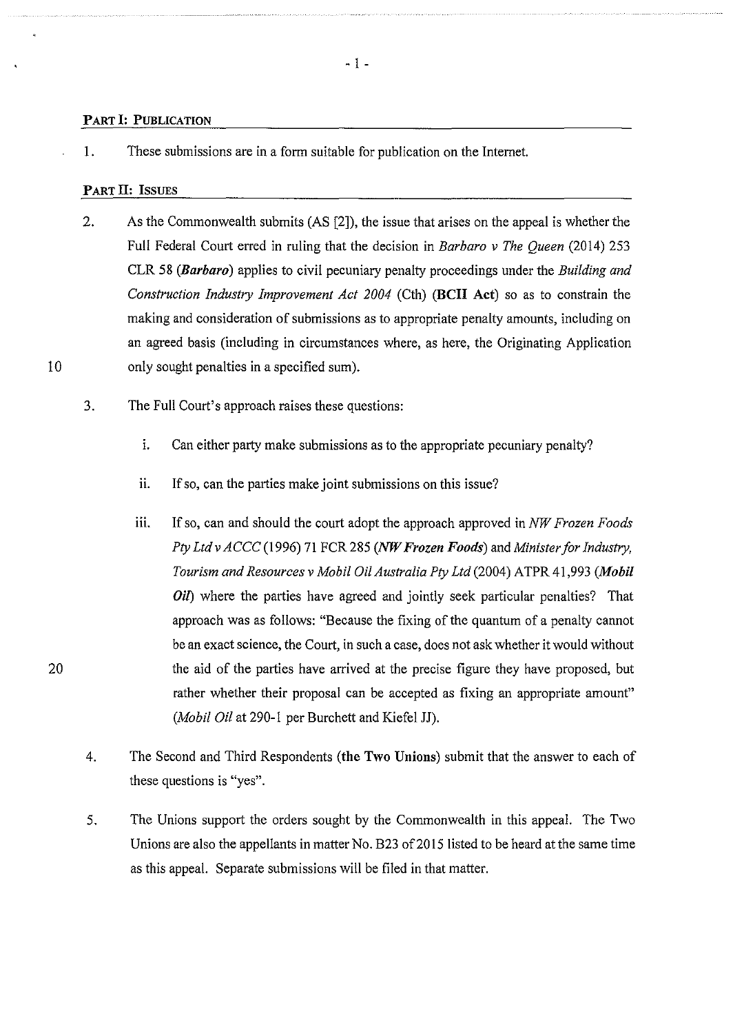## PART I: PUBLICATION

1. These submissions are in a form suitable for publication on the Internet.

## PART II: ISSUES

2. As the Commonwealth submits (AS [2]), the issue that arises on the appeal is whether the Full Federal Court erred in ruling that the decision in *Barbaro v The Queen* (2014) 253 CLR 58 (***Barbaro***) applies to civil pecuniary penalty proceedings under the *Building and Construction Industry Improvement Act 2004* (Cth) (**BCII Act**) so as to constrain the making and consideration of submissions as to appropriate penalty amounts, including on an agreed basis (including in circumstances where, as here, the Originating Application only sought penalties in a specified sum).

3. The Full Court's approach raises these questions:

   i. Can either party make submissions as to the appropriate pecuniary penalty?

   ii. If so, can the parties make joint submissions on this issue?

   iii. If so, can and should the court adopt the approach approved in *NW Frozen Foods Pty Ltd v ACCC* (1996) 71 FCR 285 (***NW Frozen Foods***) and *Minister for Industry, Tourism and Resources v Mobil Oil Australia Pty Ltd* (2004) ATPR 41,993 (***Mobil Oil***) where the parties have agreed and jointly seek particular penalties? That approach was as follows: "Because the fixing of the quantum of a penalty cannot be an exact science, the Court, in such a case, does not ask whether it would without the aid of the parties have arrived at the precise figure they have proposed, but rather whether their proposal can be accepted as fixing an appropriate amount" (*Mobil Oil* at 290-1 per Burchett and Kiefel JJ).

4. The Second and Third Respondents (**the Two Unions**) submit that the answer to each of these questions is "yes".

5. The Unions support the orders sought by the Commonwealth in this appeal. The Two Unions are also the appellants in matter No. B23 of 2015 listed to be heard at the same time as this appeal. Separate submissions will be filed in that matter.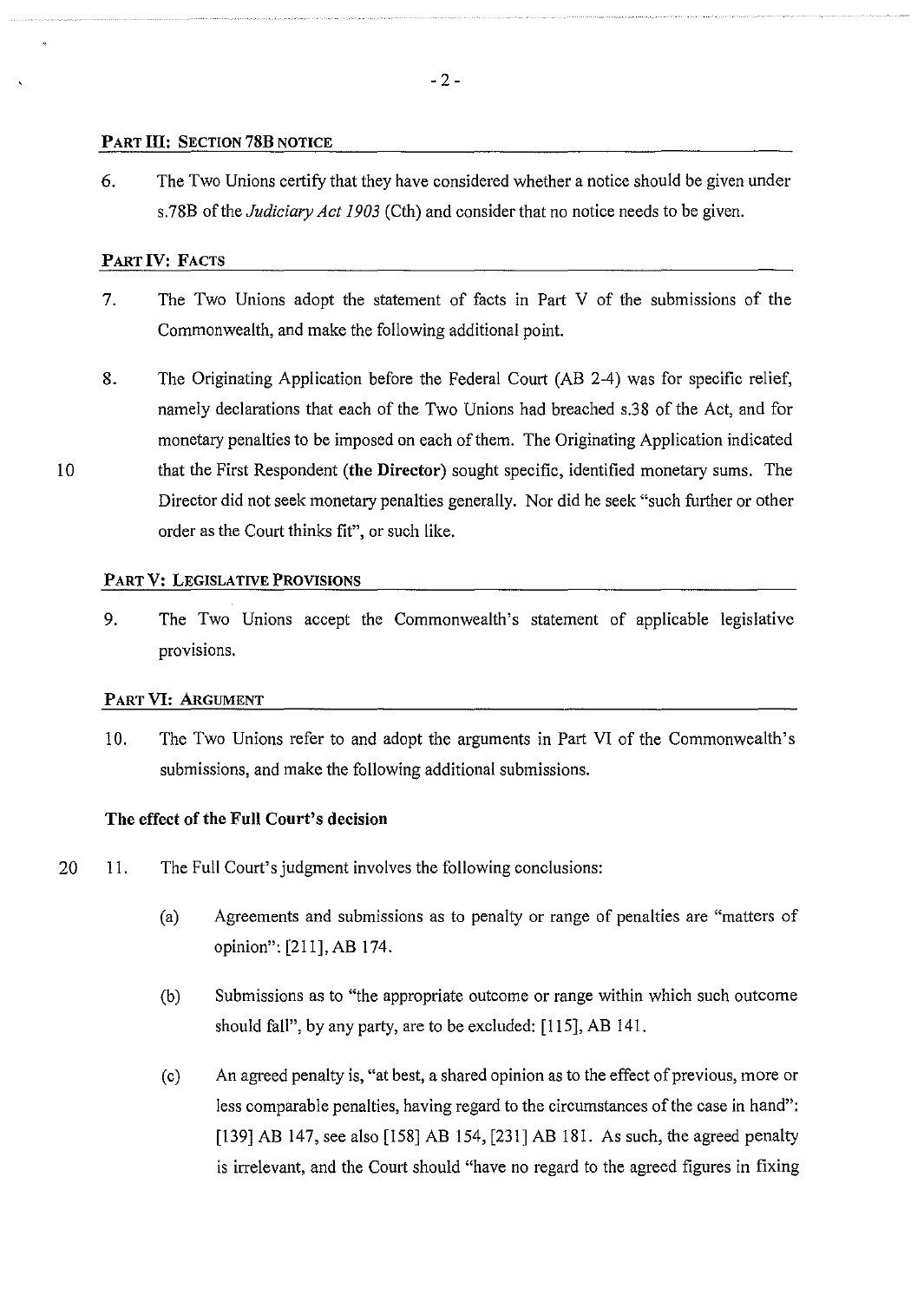## PART III: SECTION 78B NOTICE

6. The Two Unions certify that they have considered whether a notice should be given under s.78B of the *Judiciary Act 1903* (Cth) and consider that no notice needs to be given.

## PART IV: FACTS

7. The Two Unions adopt the statement of facts in Part V of the submissions of the Commonwealth, and make the following additional point.

8. The Originating Application before the Federal Court (AB 2-4) was for specific relief, namely declarations that each of the Two Unions had breached s.38 of the Act, and for monetary penalties to be imposed on each of them. The Originating Application indicated that the First Respondent (**the Director**) sought specific, identified monetary sums. The Director did not seek monetary penalties generally. Nor did he seek "such further or other order as the Court thinks fit", or such like.

## PART V: LEGISLATIVE PROVISIONS

9. The Two Unions accept the Commonwealth's statement of applicable legislative provisions.

## PART VI: ARGUMENT

10. The Two Unions refer to and adopt the arguments in Part VI of the Commonwealth's submissions, and make the following additional submissions.

### The effect of the Full Court's decision

11. The Full Court's judgment involves the following conclusions:

    (a) Agreements and submissions as to penalty or range of penalties are "matters of opinion": [211], AB 174.

    (b) Submissions as to "the appropriate outcome or range within which such outcome should fall", by any party, are to be excluded: [115], AB 141.

    (c) An agreed penalty is, "at best, a shared opinion as to the effect of previous, more or less comparable penalties, having regard to the circumstances of the case in hand": [139] AB 147, see also [158] AB 154, [231] AB 181. As such, the agreed penalty is irrelevant, and the Court should "have no regard to the agreed figures in fixing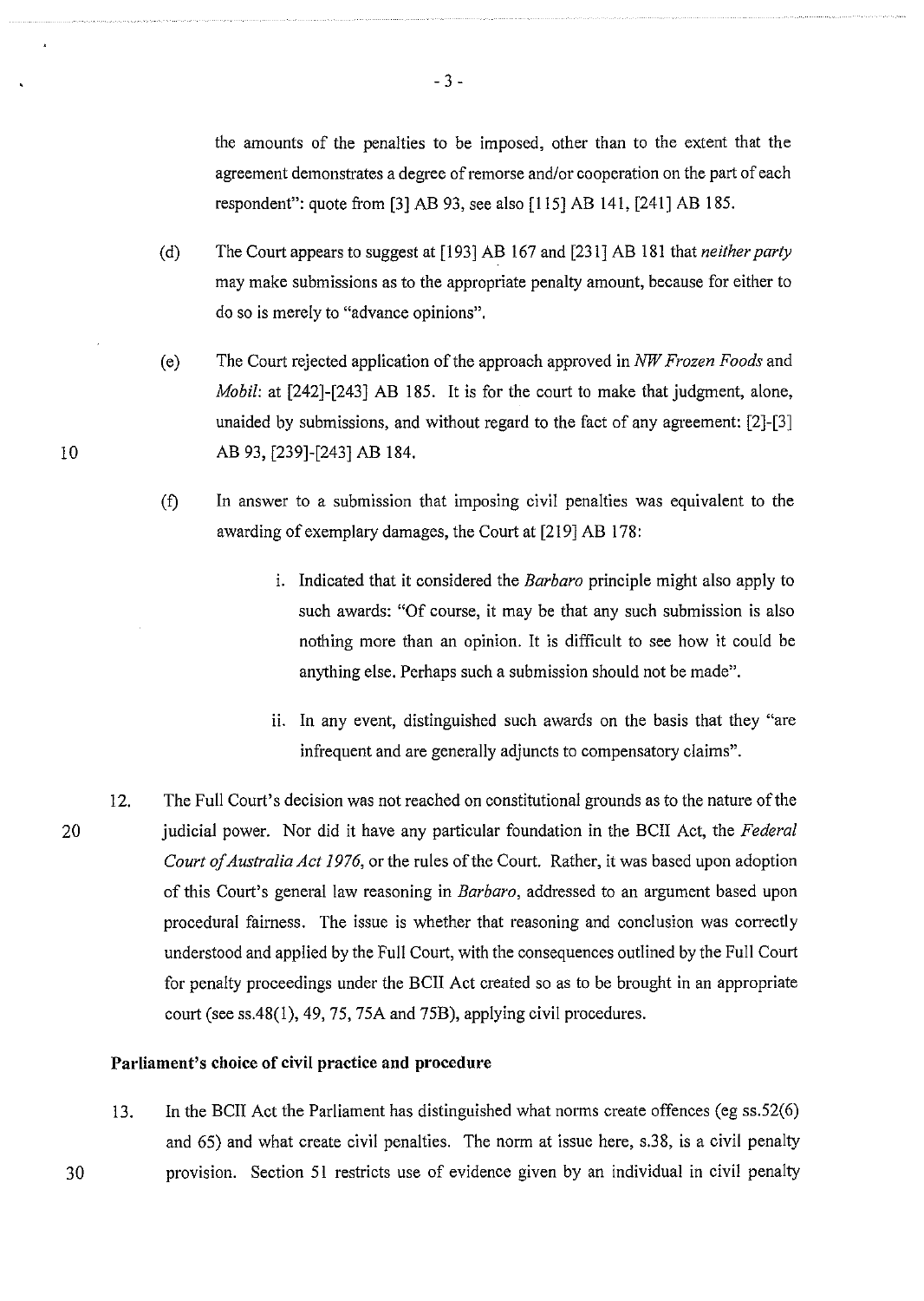the amounts of the penalties to be imposed, other than to the extent that the agreement demonstrates a degree of remorse and/or cooperation on the part of each respondent": quote from [3] AB 93, see also [115] AB 141, [241] AB 185.

(d) The Court appears to suggest at [193] AB 167 and [231] AB 181 that *neither party* may make submissions as to the appropriate penalty amount, because for either to do so is merely to "advance opinions".

(e) The Court rejected application of the approach approved in *NW Frozen Foods* and *Mobil*: at [242]-[243] AB 185. It is for the court to make that judgment, alone, unaided by submissions, and without regard to the fact of any agreement: [2]-[3] AB 93, [239]-[243] AB 184.

(f) In answer to a submission that imposing civil penalties was equivalent to the awarding of exemplary damages, the Court at [219] AB 178:

i. Indicated that it considered the *Barbaro* principle might also apply to such awards: "Of course, it may be that any such submission is also nothing more than an opinion. It is difficult to see how it could be anything else. Perhaps such a submission should not be made".

ii. In any event, distinguished such awards on the basis that they "are infrequent and are generally adjuncts to compensatory claims".

12. The Full Court's decision was not reached on constitutional grounds as to the nature of the judicial power. Nor did it have any particular foundation in the BCII Act, the *Federal Court of Australia Act 1976*, or the rules of the Court. Rather, it was based upon adoption of this Court's general law reasoning in *Barbaro*, addressed to an argument based upon procedural fairness. The issue is whether that reasoning and conclusion was correctly understood and applied by the Full Court, with the consequences outlined by the Full Court for penalty proceedings under the BCII Act created so as to be brought in an appropriate court (see ss.48(1), 49, 75, 75A and 75B), applying civil procedures.

**Parliament's choice of civil practice and procedure**

13. In the BCII Act the Parliament has distinguished what norms create offences (eg ss.52(6) and 65) and what create civil penalties. The norm at issue here, s.38, is a civil penalty provision. Section 51 restricts use of evidence given by an individual in civil penalty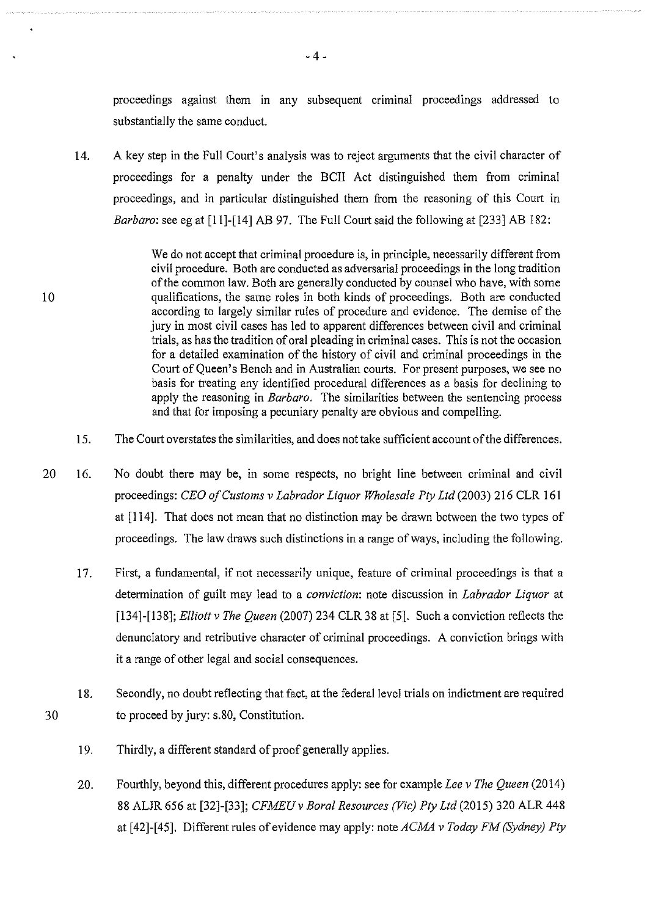proceedings against them in any subsequent criminal proceedings addressed to substantially the same conduct.

14. A key step in the Full Court's analysis was to reject arguments that the civil character of proceedings for a penalty under the BCII Act distinguished them from criminal proceedings, and in particular distinguished them from the reasoning of this Court in *Barbaro*: see eg at [11]-[14] AB 97. The Full Court said the following at [233] AB 182:

> We do not accept that criminal procedure is, in principle, necessarily different from civil procedure. Both are conducted as adversarial proceedings in the long tradition of the common law. Both are generally conducted by counsel who have, with some qualifications, the same roles in both kinds of proceedings. Both are conducted according to largely similar rules of procedure and evidence. The demise of the jury in most civil cases has led to apparent differences between civil and criminal trials, as has the tradition of oral pleading in criminal cases. This is not the occasion for a detailed examination of the history of civil and criminal proceedings in the Court of Queen's Bench and in Australian courts. For present purposes, we see no basis for treating any identified procedural differences as a basis for declining to apply the reasoning in *Barbaro*. The similarities between the sentencing process and that for imposing a pecuniary penalty are obvious and compelling.

15. The Court overstates the similarities, and does not take sufficient account of the differences.

16. No doubt there may be, in some respects, no bright line between criminal and civil proceedings: *CEO of Customs v Labrador Liquor Wholesale Pty Ltd* (2003) 216 CLR 161 at [114]. That does not mean that no distinction may be drawn between the two types of proceedings. The law draws such distinctions in a range of ways, including the following.

17. First, a fundamental, if not necessarily unique, feature of criminal proceedings is that a determination of guilt may lead to a *conviction*: note discussion in *Labrador Liquor* at [134]-[138]; *Elliott v The Queen* (2007) 234 CLR 38 at [5]. Such a conviction reflects the denunciatory and retributive character of criminal proceedings. A conviction brings with it a range of other legal and social consequences.

18. Secondly, no doubt reflecting that fact, at the federal level trials on indictment are required to proceed by jury: s.80, Constitution.

19. Thirdly, a different standard of proof generally applies.

20. Fourthly, beyond this, different procedures apply: see for example *Lee v The Queen* (2014) 88 ALJR 656 at [32]-[33]; *CFMEU v Boral Resources (Vic) Pty Ltd* (2015) 320 ALR 448 at [42]-[45]. Different rules of evidence may apply: note *ACMA v Today FM (Sydney) Pty*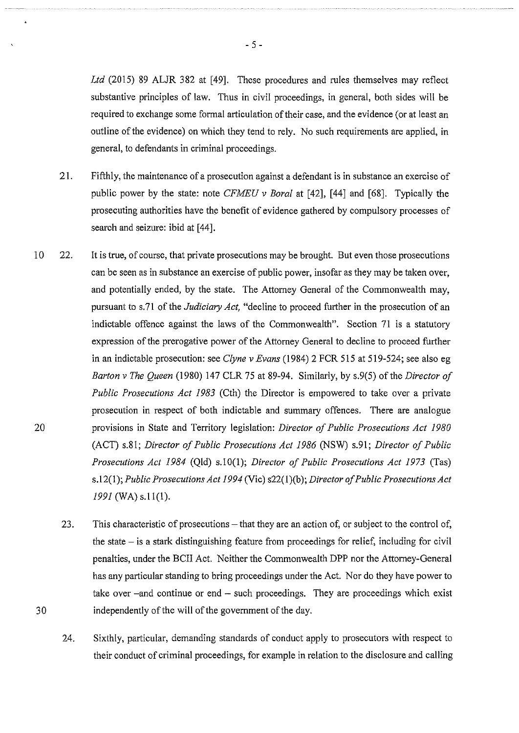*Ltd* (2015) 89 ALJR 382 at [49]. These procedures and rules themselves may reflect substantive principles of law. Thus in civil proceedings, in general, both sides will be required to exchange some formal articulation of their case, and the evidence (or at least an outline of the evidence) on which they tend to rely. No such requirements are applied, in general, to defendants in criminal proceedings.

21. Fifthly, the maintenance of a prosecution against a defendant is in substance an exercise of public power by the state: note *CFMEU v Boral* at [42], [44] and [68]. Typically the prosecuting authorities have the benefit of evidence gathered by compulsory processes of search and seizure: ibid at [44].

22. It is true, of course, that private prosecutions may be brought. But even those prosecutions can be seen as in substance an exercise of public power, insofar as they may be taken over, and potentially ended, by the state. The Attorney General of the Commonwealth may, pursuant to s.71 of the *Judiciary Act,* "decline to proceed further in the prosecution of an indictable offence against the laws of the Commonwealth". Section 71 is a statutory expression of the prerogative power of the Attorney General to decline to proceed further in an indictable prosecution: see *Clyne v Evans* (1984) 2 FCR 515 at 519-524; see also eg *Barton v The Queen* (1980) 147 CLR 75 at 89-94. Similarly, by s.9(5) of the *Director of Public Prosecutions Act 1983* (Cth) the Director is empowered to take over a private prosecution in respect of both indictable and summary offences. There are analogue provisions in State and Territory legislation: *Director of Public Prosecutions Act 1980* (ACT) s.81; *Director of Public Prosecutions Act 1986* (NSW) s.91; *Director of Public Prosecutions Act 1984* (Qld) s.10(1); *Director of Public Prosecutions Act 1973* (Tas) s.12(1); *Public Prosecutions Act 1994* (Vic) s22(1)(b); *Director of Public Prosecutions Act 1991* (WA) s.11(1).

23. This characteristic of prosecutions – that they are an action of, or subject to the control of, the state – is a stark distinguishing feature from proceedings for relief, including for civil penalties, under the BCII Act. Neither the Commonwealth DPP nor the Attorney-General has any particular standing to bring proceedings under the Act. Nor do they have power to take over –and continue or end – such proceedings. They are proceedings which exist independently of the will of the government of the day.

24. Sixthly, particular, demanding standards of conduct apply to prosecutors with respect to their conduct of criminal proceedings, for example in relation to the disclosure and calling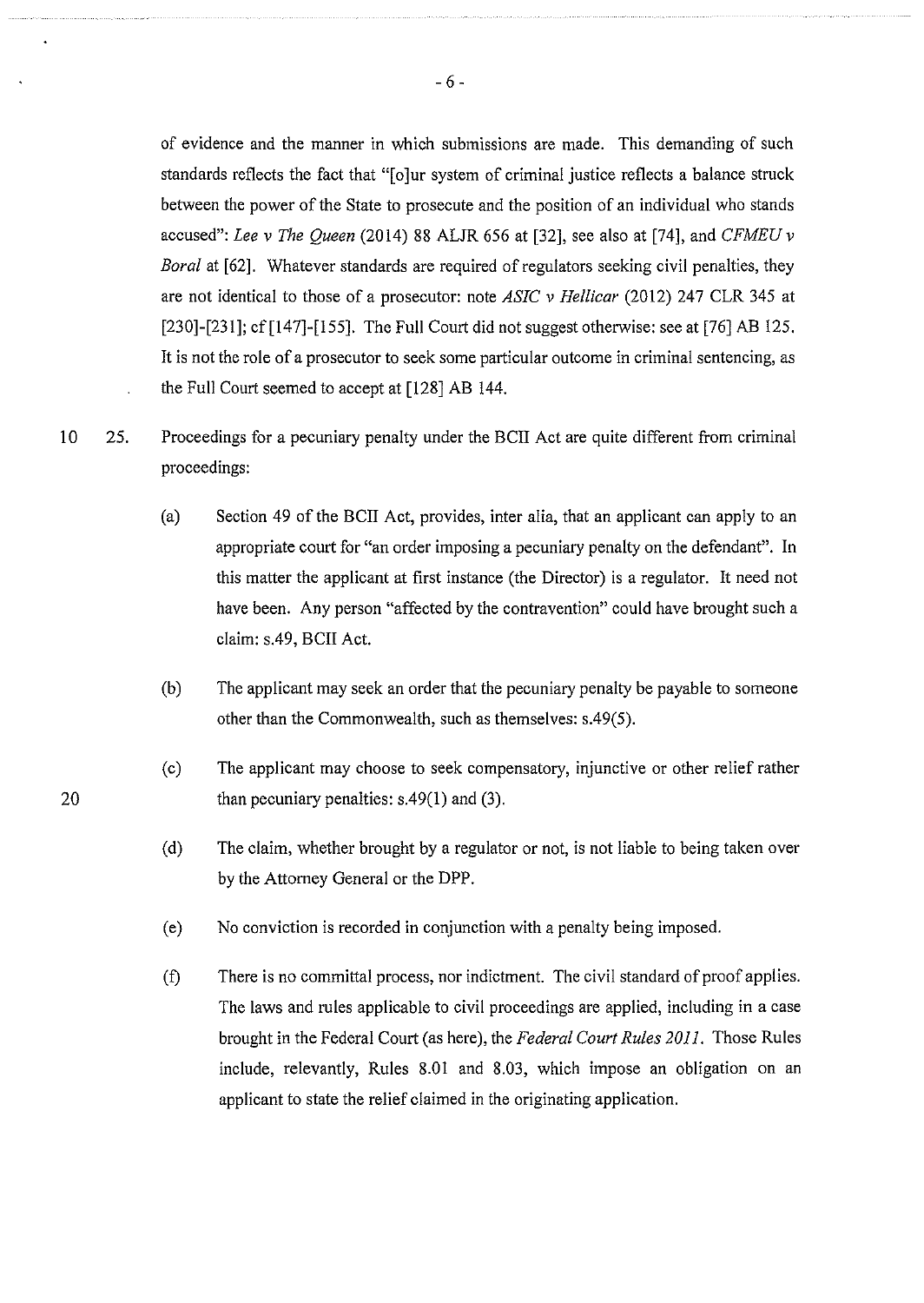of evidence and the manner in which submissions are made. This demanding of such standards reflects the fact that "[o]ur system of criminal justice reflects a balance struck between the power of the State to prosecute and the position of an individual who stands accused": *Lee v The Queen* (2014) 88 ALJR 656 at [32], see also at [74], and *CFMEU v Boral* at [62]. Whatever standards are required of regulators seeking civil penalties, they are not identical to those of a prosecutor: note *ASIC v Hellicar* (2012) 247 CLR 345 at [230]-[231]; cf [147]-[155]. The Full Court did not suggest otherwise: see at [76] AB 125. It is not the role of a prosecutor to seek some particular outcome in criminal sentencing, as the Full Court seemed to accept at [128] AB 144.

25. Proceedings for a pecuniary penalty under the BCII Act are quite different from criminal proceedings:

    (a) Section 49 of the BCII Act, provides, inter alia, that an applicant can apply to an appropriate court for "an order imposing a pecuniary penalty on the defendant". In this matter the applicant at first instance (the Director) is a regulator. It need not have been. Any person "affected by the contravention" could have brought such a claim: s.49, BCII Act.

    (b) The applicant may seek an order that the pecuniary penalty be payable to someone other than the Commonwealth, such as themselves: s.49(5).

    (c) The applicant may choose to seek compensatory, injunctive or other relief rather than pecuniary penalties: s.49(1) and (3).

    (d) The claim, whether brought by a regulator or not, is not liable to being taken over by the Attorney General or the DPP.

    (e) No conviction is recorded in conjunction with a penalty being imposed.

    (f) There is no committal process, nor indictment. The civil standard of proof applies. The laws and rules applicable to civil proceedings are applied, including in a case brought in the Federal Court (as here), the *Federal Court Rules 2011*. Those Rules include, relevantly, Rules 8.01 and 8.03, which impose an obligation on an applicant to state the relief claimed in the originating application.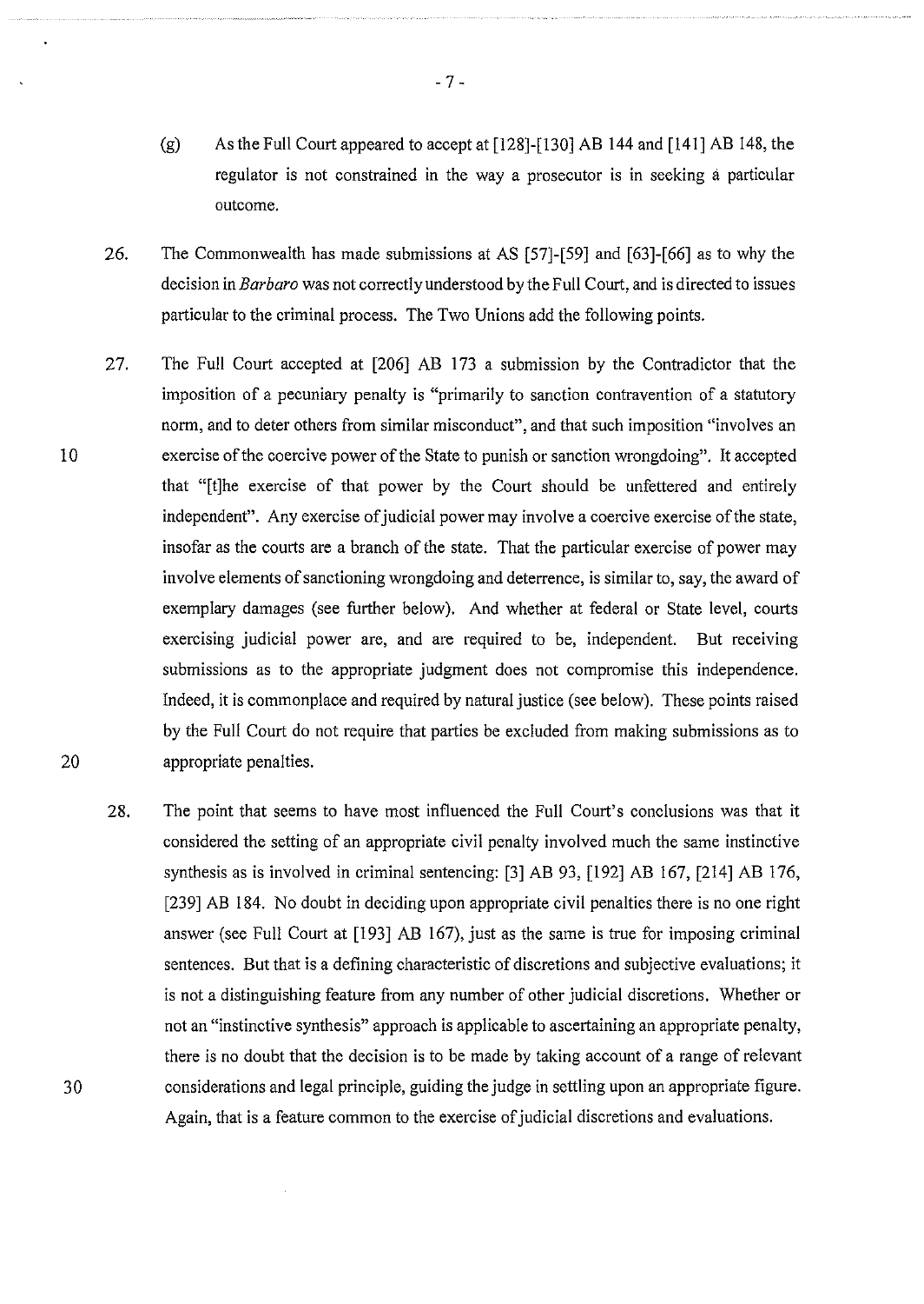(g) As the Full Court appeared to accept at [128]-[130] AB 144 and [141] AB 148, the regulator is not constrained in the way a prosecutor is in seeking a particular outcome.

26. The Commonwealth has made submissions at AS [57]-[59] and [63]-[66] as to why the decision in *Barbaro* was not correctly understood by the Full Court, and is directed to issues particular to the criminal process. The Two Unions add the following points.

27. The Full Court accepted at [206] AB 173 a submission by the Contradictor that the imposition of a pecuniary penalty is "primarily to sanction contravention of a statutory norm, and to deter others from similar misconduct", and that such imposition "involves an exercise of the coercive power of the State to punish or sanction wrongdoing". It accepted that "[t]he exercise of that power by the Court should be unfettered and entirely independent". Any exercise of judicial power may involve a coercive exercise of the state, insofar as the courts are a branch of the state. That the particular exercise of power may involve elements of sanctioning wrongdoing and deterrence, is similar to, say, the award of exemplary damages (see further below). And whether at federal or State level, courts exercising judicial power are, and are required to be, independent. But receiving submissions as to the appropriate judgment does not compromise this independence. Indeed, it is commonplace and required by natural justice (see below). These points raised by the Full Court do not require that parties be excluded from making submissions as to appropriate penalties.

28. The point that seems to have most influenced the Full Court's conclusions was that it considered the setting of an appropriate civil penalty involved much the same instinctive synthesis as is involved in criminal sentencing: [3] AB 93, [192] AB 167, [214] AB 176, [239] AB 184. No doubt in deciding upon appropriate civil penalties there is no one right answer (see Full Court at [193] AB 167), just as the same is true for imposing criminal sentences. But that is a defining characteristic of discretions and subjective evaluations; it is not a distinguishing feature from any number of other judicial discretions. Whether or not an "instinctive synthesis" approach is applicable to ascertaining an appropriate penalty, there is no doubt that the decision is to be made by taking account of a range of relevant considerations and legal principle, guiding the judge in settling upon an appropriate figure. Again, that is a feature common to the exercise of judicial discretions and evaluations.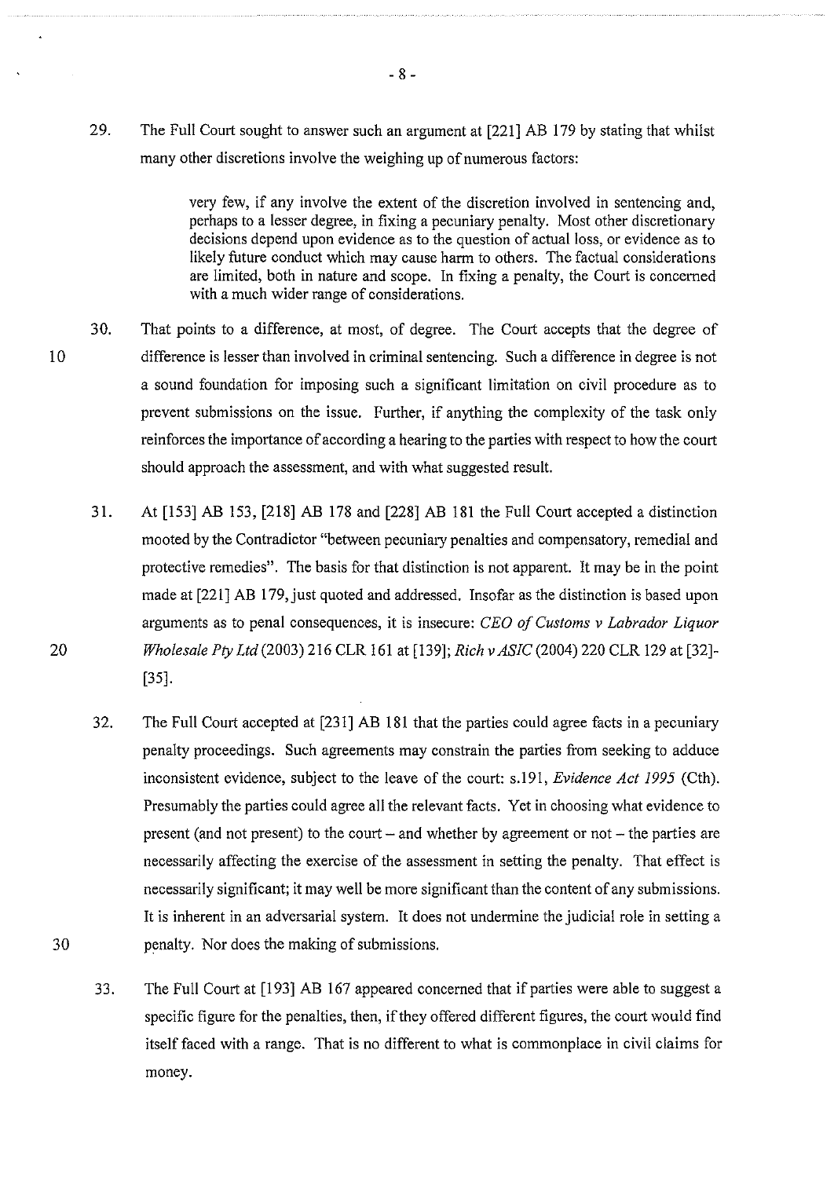29. The Full Court sought to answer such an argument at [221] AB 179 by stating that whilst many other discretions involve the weighing up of numerous factors:

> very few, if any involve the extent of the discretion involved in sentencing and, perhaps to a lesser degree, in fixing a pecuniary penalty. Most other discretionary decisions depend upon evidence as to the question of actual loss, or evidence as to likely future conduct which may cause harm to others. The factual considerations are limited, both in nature and scope. In fixing a penalty, the Court is concerned with a much wider range of considerations.

30. That points to a difference, at most, of degree. The Court accepts that the degree of difference is lesser than involved in criminal sentencing. Such a difference in degree is not a sound foundation for imposing such a significant limitation on civil procedure as to prevent submissions on the issue. Further, if anything the complexity of the task only reinforces the importance of according a hearing to the parties with respect to how the court should approach the assessment, and with what suggested result.

31. At [153] AB 153, [218] AB 178 and [228] AB 181 the Full Court accepted a distinction mooted by the Contradictor "between pecuniary penalties and compensatory, remedial and protective remedies". The basis for that distinction is not apparent. It may be in the point made at [221] AB 179, just quoted and addressed. Insofar as the distinction is based upon arguments as to penal consequences, it is insecure: *CEO of Customs v Labrador Liquor Wholesale Pty Ltd* (2003) 216 CLR 161 at [139]; *Rich v ASIC* (2004) 220 CLR 129 at [32]-[35].

32. The Full Court accepted at [231] AB 181 that the parties could agree facts in a pecuniary penalty proceedings. Such agreements may constrain the parties from seeking to adduce inconsistent evidence, subject to the leave of the court: s.191, *Evidence Act 1995* (Cth). Presumably the parties could agree all the relevant facts. Yet in choosing what evidence to present (and not present) to the court – and whether by agreement or not – the parties are necessarily affecting the exercise of the assessment in setting the penalty. That effect is necessarily significant; it may well be more significant than the content of any submissions. It is inherent in an adversarial system. It does not undermine the judicial role in setting a penalty. Nor does the making of submissions.

33. The Full Court at [193] AB 167 appeared concerned that if parties were able to suggest a specific figure for the penalties, then, if they offered different figures, the court would find itself faced with a range. That is no different to what is commonplace in civil claims for money.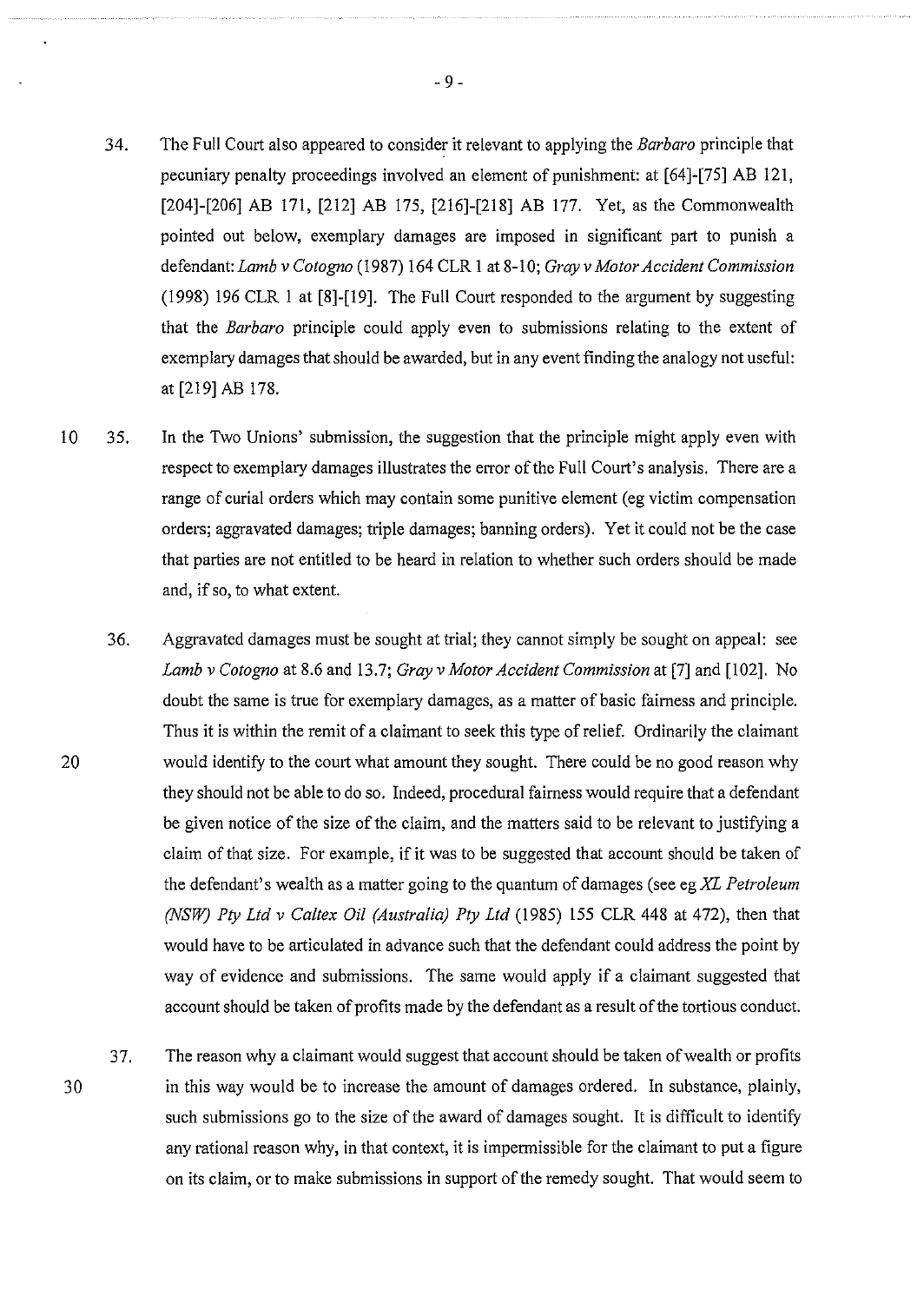34. The Full Court also appeared to consider it relevant to applying the *Barbaro* principle that pecuniary penalty proceedings involved an element of punishment: at [64]-[75] AB 121, [204]-[206] AB 171, [212] AB 175, [216]-[218] AB 177. Yet, as the Commonwealth pointed out below, exemplary damages are imposed in significant part to punish a defendant: *Lamb v Cotogno* (1987) 164 CLR 1 at 8-10; *Gray v Motor Accident Commission* (1998) 196 CLR 1 at [8]-[19]. The Full Court responded to the argument by suggesting that the *Barbaro* principle could apply even to submissions relating to the extent of exemplary damages that should be awarded, but in any event finding the analogy not useful: at [219] AB 178.

35. In the Two Unions' submission, the suggestion that the principle might apply even with respect to exemplary damages illustrates the error of the Full Court's analysis. There are a range of curial orders which may contain some punitive element (eg victim compensation orders; aggravated damages; triple damages; banning orders). Yet it could not be the case that parties are not entitled to be heard in relation to whether such orders should be made and, if so, to what extent.

36. Aggravated damages must be sought at trial; they cannot simply be sought on appeal: see *Lamb v Cotogno* at 8.6 and 13.7; *Gray v Motor Accident Commission* at [7] and [102]. No doubt the same is true for exemplary damages, as a matter of basic fairness and principle. Thus it is within the remit of a claimant to seek this type of relief. Ordinarily the claimant would identify to the court what amount they sought. There could be no good reason why they should not be able to do so. Indeed, procedural fairness would require that a defendant be given notice of the size of the claim, and the matters said to be relevant to justifying a claim of that size. For example, if it was to be suggested that account should be taken of the defendant's wealth as a matter going to the quantum of damages (see eg *XL Petroleum (NSW) Pty Ltd v Caltex Oil (Australia) Pty Ltd* (1985) 155 CLR 448 at 472), then that would have to be articulated in advance such that the defendant could address the point by way of evidence and submissions. The same would apply if a claimant suggested that account should be taken of profits made by the defendant as a result of the tortious conduct.

37. The reason why a claimant would suggest that account should be taken of wealth or profits in this way would be to increase the amount of damages ordered. In substance, plainly, such submissions go to the size of the award of damages sought. It is difficult to identify any rational reason why, in that context, it is impermissible for the claimant to put a figure on its claim, or to make submissions in support of the remedy sought. That would seem to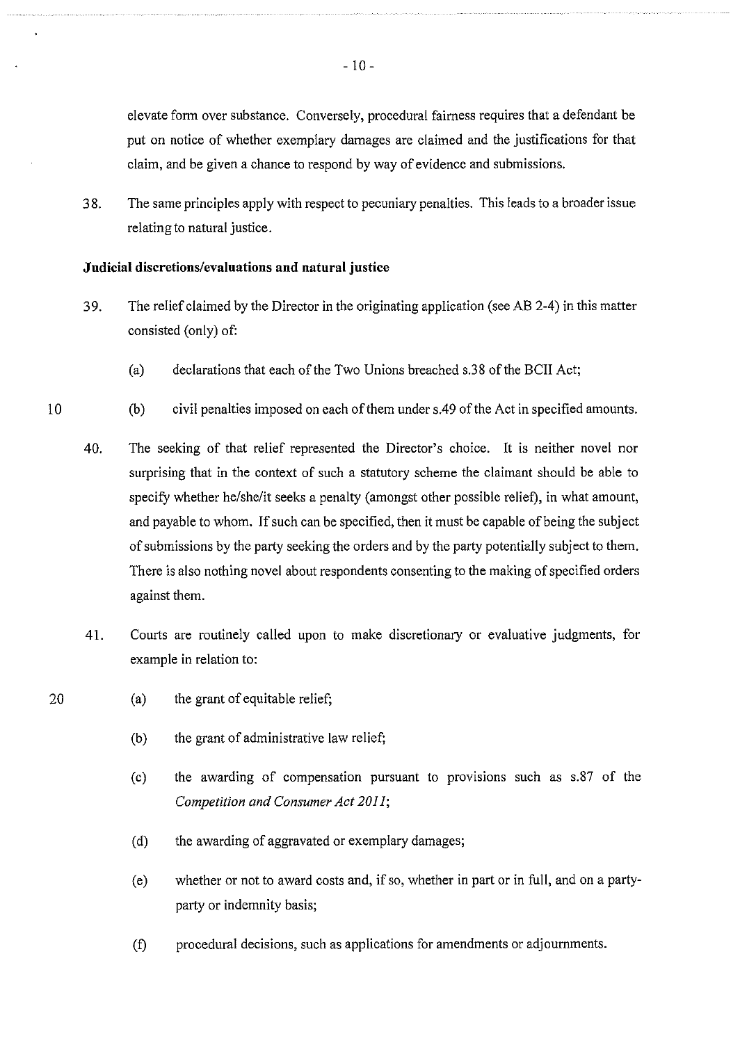elevate form over substance. Conversely, procedural fairness requires that a defendant be put on notice of whether exemplary damages are claimed and the justifications for that claim, and be given a chance to respond by way of evidence and submissions.

38. The same principles apply with respect to pecuniary penalties. This leads to a broader issue relating to natural justice.

**Judicial discretions/evaluations and natural justice**

39. The relief claimed by the Director in the originating application (see AB 2-4) in this matter consisted (only) of:

   (a) declarations that each of the Two Unions breached s.38 of the BCII Act;

   (b) civil penalties imposed on each of them under s.49 of the Act in specified amounts.

40. The seeking of that relief represented the Director's choice. It is neither novel nor surprising that in the context of such a statutory scheme the claimant should be able to specify whether he/she/it seeks a penalty (amongst other possible relief), in what amount, and payable to whom. If such can be specified, then it must be capable of being the subject of submissions by the party seeking the orders and by the party potentially subject to them. There is also nothing novel about respondents consenting to the making of specified orders against them.

41. Courts are routinely called upon to make discretionary or evaluative judgments, for example in relation to:

   (a) the grant of equitable relief;

   (b) the grant of administrative law relief;

   (c) the awarding of compensation pursuant to provisions such as s.87 of the *Competition and Consumer Act 2011*;

   (d) the awarding of aggravated or exemplary damages;

   (e) whether or not to award costs and, if so, whether in part or in full, and on a party-party or indemnity basis;

   (f) procedural decisions, such as applications for amendments or adjournments.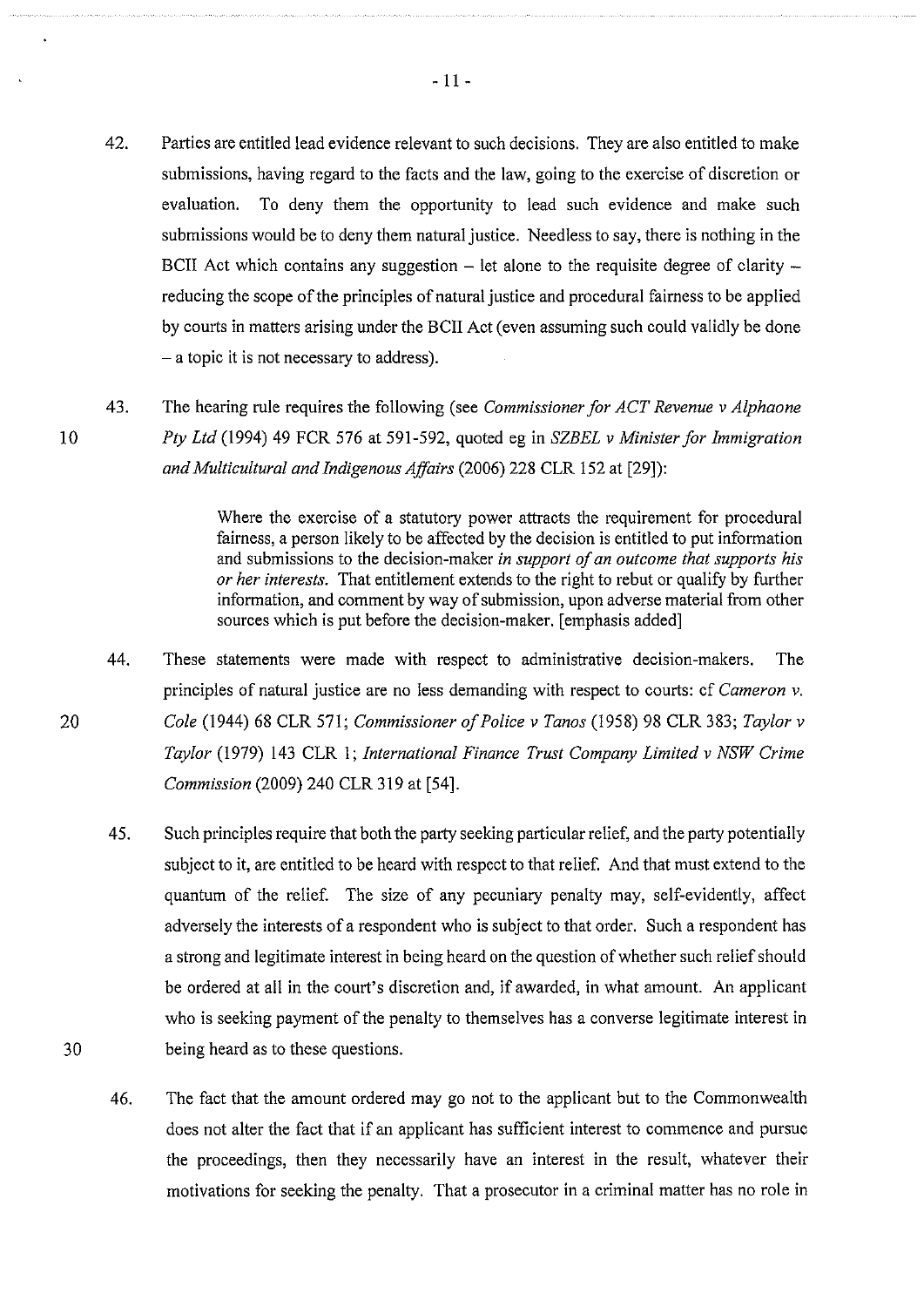42. Parties are entitled lead evidence relevant to such decisions. They are also entitled to make submissions, having regard to the facts and the law, going to the exercise of discretion or evaluation. To deny them the opportunity to lead such evidence and make such submissions would be to deny them natural justice. Needless to say, there is nothing in the BCII Act which contains any suggestion – let alone to the requisite degree of clarity – reducing the scope of the principles of natural justice and procedural fairness to be applied by courts in matters arising under the BCII Act (even assuming such could validly be done – a topic it is not necessary to address).

43. The hearing rule requires the following (see *Commissioner for ACT Revenue v Alphaone Pty Ltd* (1994) 49 FCR 576 at 591-592, quoted eg in *SZBEL v Minister for Immigration and Multicultural and Indigenous Affairs* (2006) 228 CLR 152 at [29]):

> Where the exercise of a statutory power attracts the requirement for procedural fairness, a person likely to be affected by the decision is entitled to put information and submissions to the decision-maker *in support of an outcome that supports his or her interests.* That entitlement extends to the right to rebut or qualify by further information, and comment by way of submission, upon adverse material from other sources which is put before the decision-maker. [emphasis added]

44. These statements were made with respect to administrative decision-makers. The principles of natural justice are no less demanding with respect to courts: cf *Cameron v. Cole* (1944) 68 CLR 571; *Commissioner of Police v Tanos* (1958) 98 CLR 383; *Taylor v Taylor* (1979) 143 CLR 1; *International Finance Trust Company Limited v NSW Crime Commission* (2009) 240 CLR 319 at [54].

45. Such principles require that both the party seeking particular relief, and the party potentially subject to it, are entitled to be heard with respect to that relief. And that must extend to the quantum of the relief. The size of any pecuniary penalty may, self-evidently, affect adversely the interests of a respondent who is subject to that order. Such a respondent has a strong and legitimate interest in being heard on the question of whether such relief should be ordered at all in the court's discretion and, if awarded, in what amount. An applicant who is seeking payment of the penalty to themselves has a converse legitimate interest in being heard as to these questions.

46. The fact that the amount ordered may go not to the applicant but to the Commonwealth does not alter the fact that if an applicant has sufficient interest to commence and pursue the proceedings, then they necessarily have an interest in the result, whatever their motivations for seeking the penalty. That a prosecutor in a criminal matter has no role in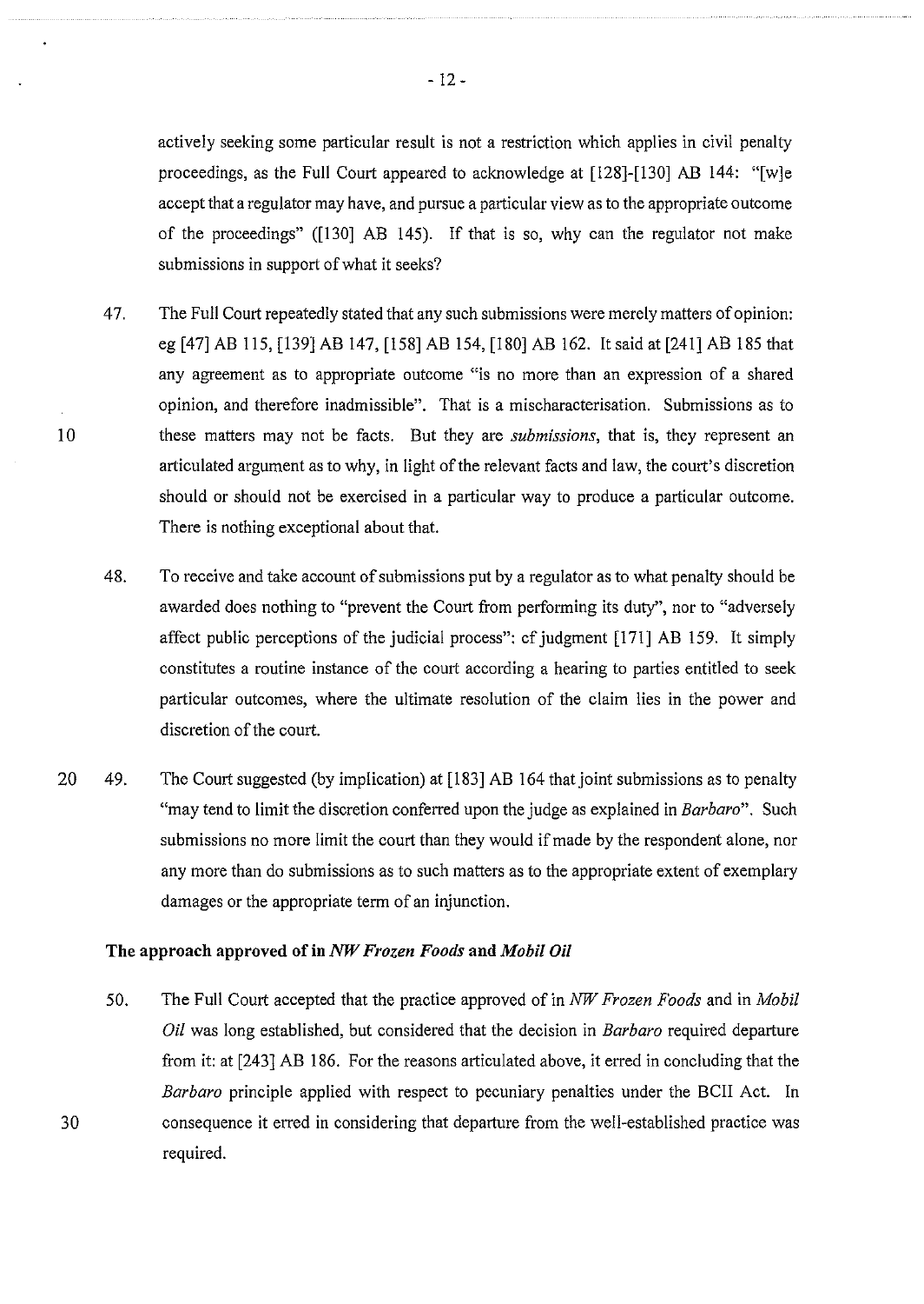actively seeking some particular result is not a restriction which applies in civil penalty proceedings, as the Full Court appeared to acknowledge at [128]-[130] AB 144: "[w]e accept that a regulator may have, and pursue a particular view as to the appropriate outcome of the proceedings" ([130] AB 145). If that is so, why can the regulator not make submissions in support of what it seeks?

47. The Full Court repeatedly stated that any such submissions were merely matters of opinion: eg [47] AB 115, [139] AB 147, [158] AB 154, [180] AB 162. It said at [241] AB 185 that any agreement as to appropriate outcome "is no more than an expression of a shared opinion, and therefore inadmissible". That is a mischaracterisation. Submissions as to these matters may not be facts. But they are *submissions*, that is, they represent an articulated argument as to why, in light of the relevant facts and law, the court's discretion should or should not be exercised in a particular way to produce a particular outcome. There is nothing exceptional about that.

48. To receive and take account of submissions put by a regulator as to what penalty should be awarded does nothing to "prevent the Court from performing its duty", nor to "adversely affect public perceptions of the judicial process": cf judgment [171] AB 159. It simply constitutes a routine instance of the court according a hearing to parties entitled to seek particular outcomes, where the ultimate resolution of the claim lies in the power and discretion of the court.

49. The Court suggested (by implication) at [183] AB 164 that joint submissions as to penalty "may tend to limit the discretion conferred upon the judge as explained in *Barbaro*". Such submissions no more limit the court than they would if made by the respondent alone, nor any more than do submissions as to such matters as to the appropriate extent of exemplary damages or the appropriate term of an injunction.

**The approach approved of in *NW Frozen Foods* and *Mobil Oil***

50. The Full Court accepted that the practice approved of in *NW Frozen Foods* and in *Mobil Oil* was long established, but considered that the decision in *Barbaro* required departure from it: at [243] AB 186. For the reasons articulated above, it erred in concluding that the *Barbaro* principle applied with respect to pecuniary penalties under the BCII Act. In consequence it erred in considering that departure from the well-established practice was required.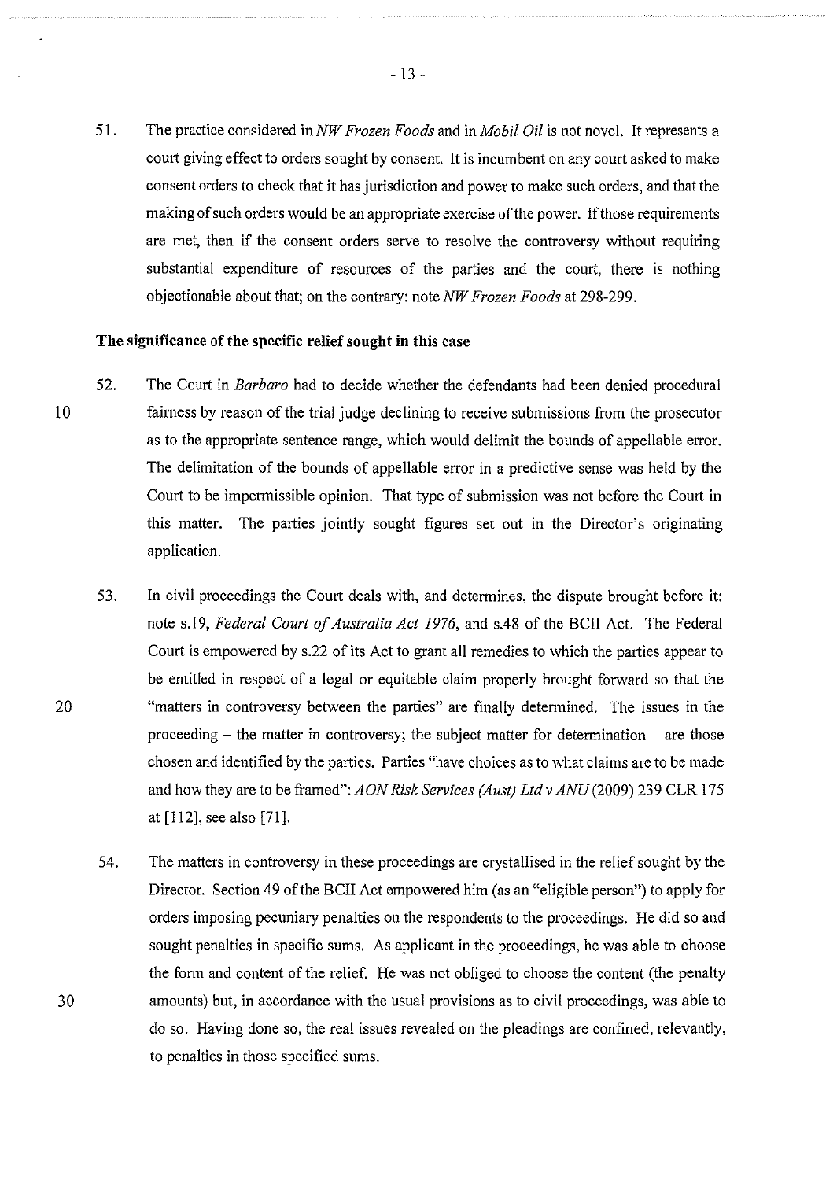51. The practice considered in *NW Frozen Foods* and in *Mobil Oil* is not novel. It represents a court giving effect to orders sought by consent. It is incumbent on any court asked to make consent orders to check that it has jurisdiction and power to make such orders, and that the making of such orders would be an appropriate exercise of the power. If those requirements are met, then if the consent orders serve to resolve the controversy without requiring substantial expenditure of resources of the parties and the court, there is nothing objectionable about that; on the contrary: note *NW Frozen Foods* at 298-299.

**The significance of the specific relief sought in this case**

52. The Court in *Barbaro* had to decide whether the defendants had been denied procedural fairness by reason of the trial judge declining to receive submissions from the prosecutor as to the appropriate sentence range, which would delimit the bounds of appellable error. The delimitation of the bounds of appellable error in a predictive sense was held by the Court to be impermissible opinion. That type of submission was not before the Court in this matter. The parties jointly sought figures set out in the Director's originating application.

53. In civil proceedings the Court deals with, and determines, the dispute brought before it: note s.19, *Federal Court of Australia Act 1976*, and s.48 of the BCII Act. The Federal Court is empowered by s.22 of its Act to grant all remedies to which the parties appear to be entitled in respect of a legal or equitable claim properly brought forward so that the "matters in controversy between the parties" are finally determined. The issues in the proceeding – the matter in controversy; the subject matter for determination – are those chosen and identified by the parties. Parties "have choices as to what claims are to be made and how they are to be framed": *AON Risk Services (Aust) Ltd v ANU* (2009) 239 CLR 175 at [112], see also [71].

54. The matters in controversy in these proceedings are crystallised in the relief sought by the Director. Section 49 of the BCII Act empowered him (as an "eligible person") to apply for orders imposing pecuniary penalties on the respondents to the proceedings. He did so and sought penalties in specific sums. As applicant in the proceedings, he was able to choose the form and content of the relief. He was not obliged to choose the content (the penalty amounts) but, in accordance with the usual provisions as to civil proceedings, was able to do so. Having done so, the real issues revealed on the pleadings are confined, relevantly, to penalties in those specified sums.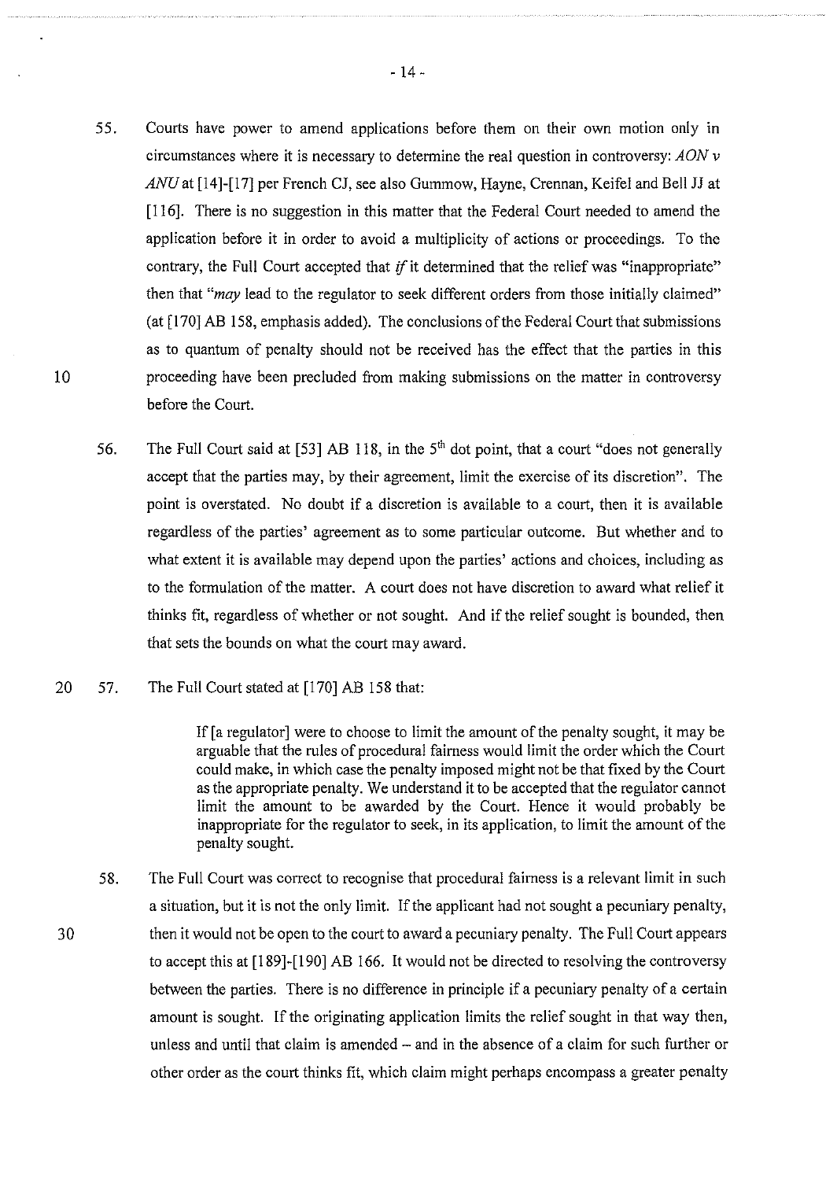55. Courts have power to amend applications before them on their own motion only in circumstances where it is necessary to determine the real question in controversy: *AON v ANU* at [14]-[17] per French CJ, see also Gummow, Hayne, Crennan, Keifel and Bell JJ at [116]. There is no suggestion in this matter that the Federal Court needed to amend the application before it in order to avoid a multiplicity of actions or proceedings. To the contrary, the Full Court accepted that *if* it determined that the relief was "inappropriate" then that "*may* lead to the regulator to seek different orders from those initially claimed" (at [170] AB 158, emphasis added). The conclusions of the Federal Court that submissions as to quantum of penalty should not be received has the effect that the parties in this proceeding have been precluded from making submissions on the matter in controversy before the Court.

56. The Full Court said at [53] AB 118, in the 5th dot point, that a court "does not generally accept that the parties may, by their agreement, limit the exercise of its discretion". The point is overstated. No doubt if a discretion is available to a court, then it is available regardless of the parties' agreement as to some particular outcome. But whether and to what extent it is available may depend upon the parties' actions and choices, including as to the formulation of the matter. A court does not have discretion to award what relief it thinks fit, regardless of whether or not sought. And if the relief sought is bounded, then that sets the bounds on what the court may award.

57. The Full Court stated at [170] AB 158 that:

> If [a regulator] were to choose to limit the amount of the penalty sought, it may be arguable that the rules of procedural fairness would limit the order which the Court could make, in which case the penalty imposed might not be that fixed by the Court as the appropriate penalty. We understand it to be accepted that the regulator cannot limit the amount to be awarded by the Court. Hence it would probably be inappropriate for the regulator to seek, in its application, to limit the amount of the penalty sought.

58. The Full Court was correct to recognise that procedural fairness is a relevant limit in such a situation, but it is not the only limit. If the applicant had not sought a pecuniary penalty, then it would not be open to the court to award a pecuniary penalty. The Full Court appears to accept this at [189]-[190] AB 166. It would not be directed to resolving the controversy between the parties. There is no difference in principle if a pecuniary penalty of a certain amount is sought. If the originating application limits the relief sought in that way then, unless and until that claim is amended – and in the absence of a claim for such further or other order as the court thinks fit, which claim might perhaps encompass a greater penalty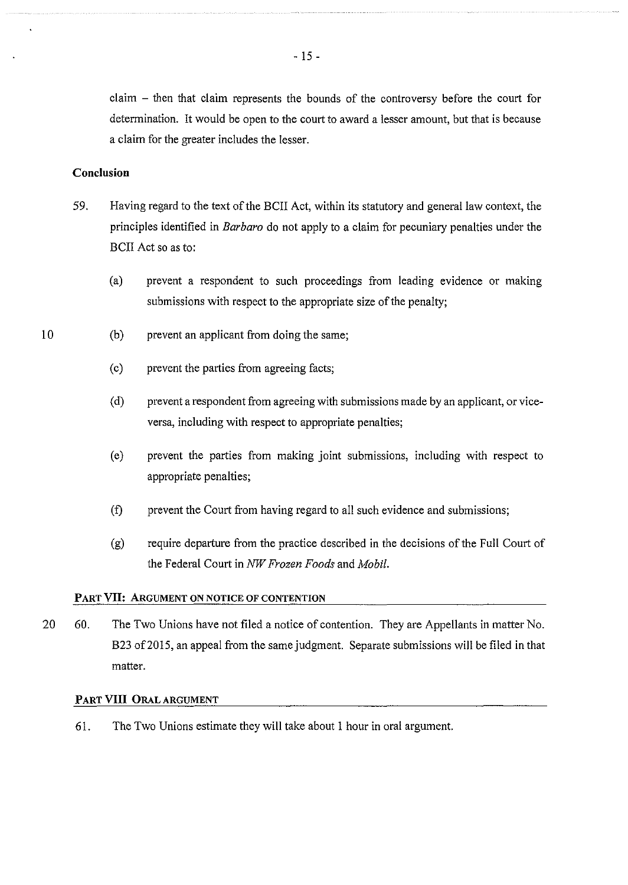claim – then that claim represents the bounds of the controversy before the court for determination. It would be open to the court to award a lesser amount, but that is because a claim for the greater includes the lesser.

**Conclusion**

59. Having regard to the text of the BCII Act, within its statutory and general law context, the principles identified in *Barbaro* do not apply to a claim for pecuniary penalties under the BCII Act so as to:

    (a) prevent a respondent to such proceedings from leading evidence or making submissions with respect to the appropriate size of the penalty;

    (b) prevent an applicant from doing the same;

    (c) prevent the parties from agreeing facts;

    (d) prevent a respondent from agreeing with submissions made by an applicant, or vice-versa, including with respect to appropriate penalties;

    (e) prevent the parties from making joint submissions, including with respect to appropriate penalties;

    (f) prevent the Court from having regard to all such evidence and submissions;

    (g) require departure from the practice described in the decisions of the Full Court of the Federal Court in *NW Frozen Foods* and *Mobil*.

## PART VII: ARGUMENT ON NOTICE OF CONTENTION

60. The Two Unions have not filed a notice of contention. They are Appellants in matter No. B23 of 2015, an appeal from the same judgment. Separate submissions will be filed in that matter.

## PART VIII ORAL ARGUMENT

61. The Two Unions estimate they will take about 1 hour in oral argument.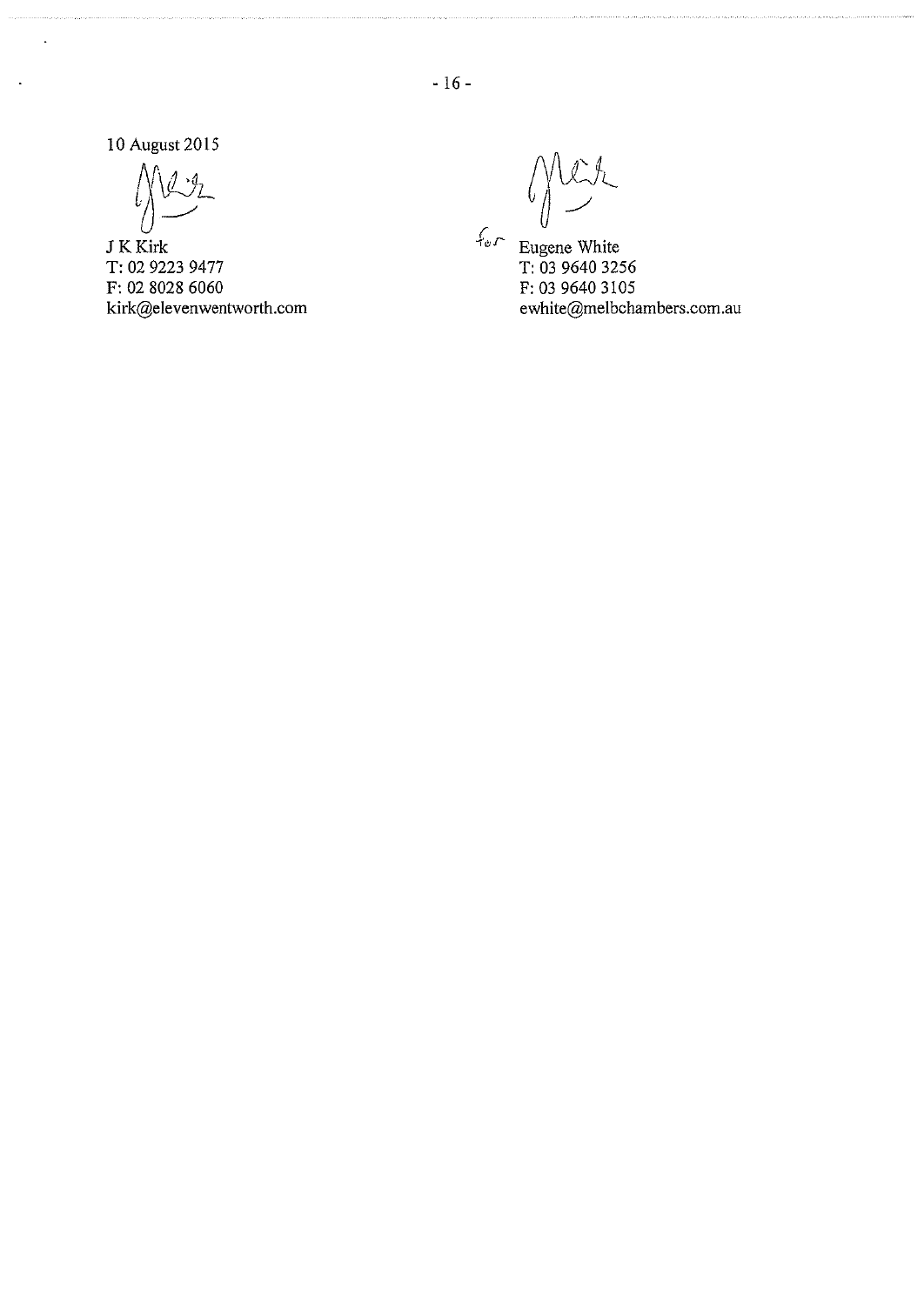10 August 2015

J K Kirk
T: 02 9223 9477
F: 02 8028 6060
kirk@elevenwentworth.com

for Eugene White
T: 03 9640 3256
F: 03 9640 3105
ewhite@melbchambers.com.au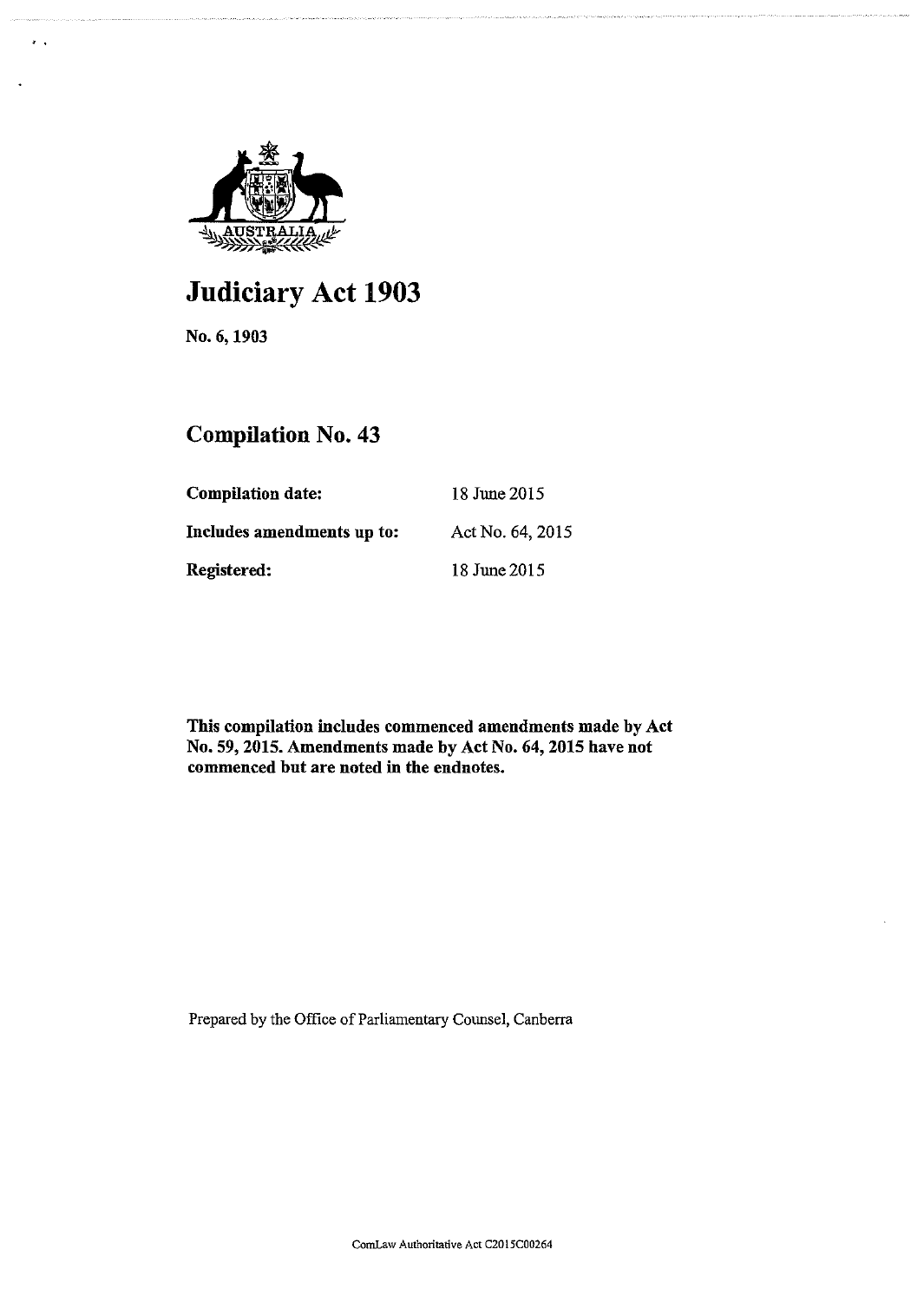# Judiciary Act 1903

No. 6, 1903

## Compilation No. 43

| | |
|---|---|
| **Compilation date:** | 18 June 2015 |
| **Includes amendments up to:** | Act No. 64, 2015 |
| **Registered:** | 18 June 2015 |

**This compilation includes commenced amendments made by Act No. 59, 2015. Amendments made by Act No. 64, 2015 have not commenced but are noted in the endnotes.**

Prepared by the Office of Parliamentary Counsel, Canberra

ComLaw Authoritative Act C2015C00264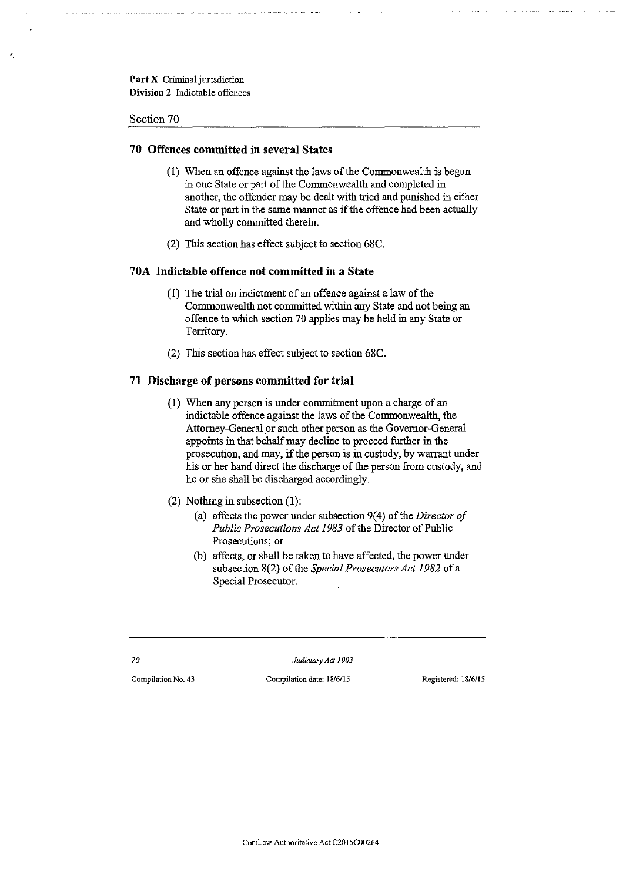### 70 Offences committed in several States

(1) When an offence against the laws of the Commonwealth is begun in one State or part of the Commonwealth and completed in another, the offender may be dealt with tried and punished in either State or part in the same manner as if the offence had been actually and wholly committed therein.

(2) This section has effect subject to section 68C.

### 70A Indictable offence not committed in a State

(1) The trial on indictment of an offence against a law of the Commonwealth not committed within any State and not being an offence to which section 70 applies may be held in any State or Territory.

(2) This section has effect subject to section 68C.

### 71 Discharge of persons committed for trial

(1) When any person is under commitment upon a charge of an indictable offence against the laws of the Commonwealth, the Attorney-General or such other person as the Governor-General appoints in that behalf may decline to proceed further in the prosecution, and may, if the person is in custody, by warrant under his or her hand direct the discharge of the person from custody, and he or she shall be discharged accordingly.

(2) Nothing in subsection (1):

(a) affects the power under subsection 9(4) of the *Director of Public Prosecutions Act 1983* of the Director of Public Prosecutions; or

(b) affects, or shall be taken to have affected, the power under subsection 8(2) of the *Special Prosecutors Act 1982* of a Special Prosecutor.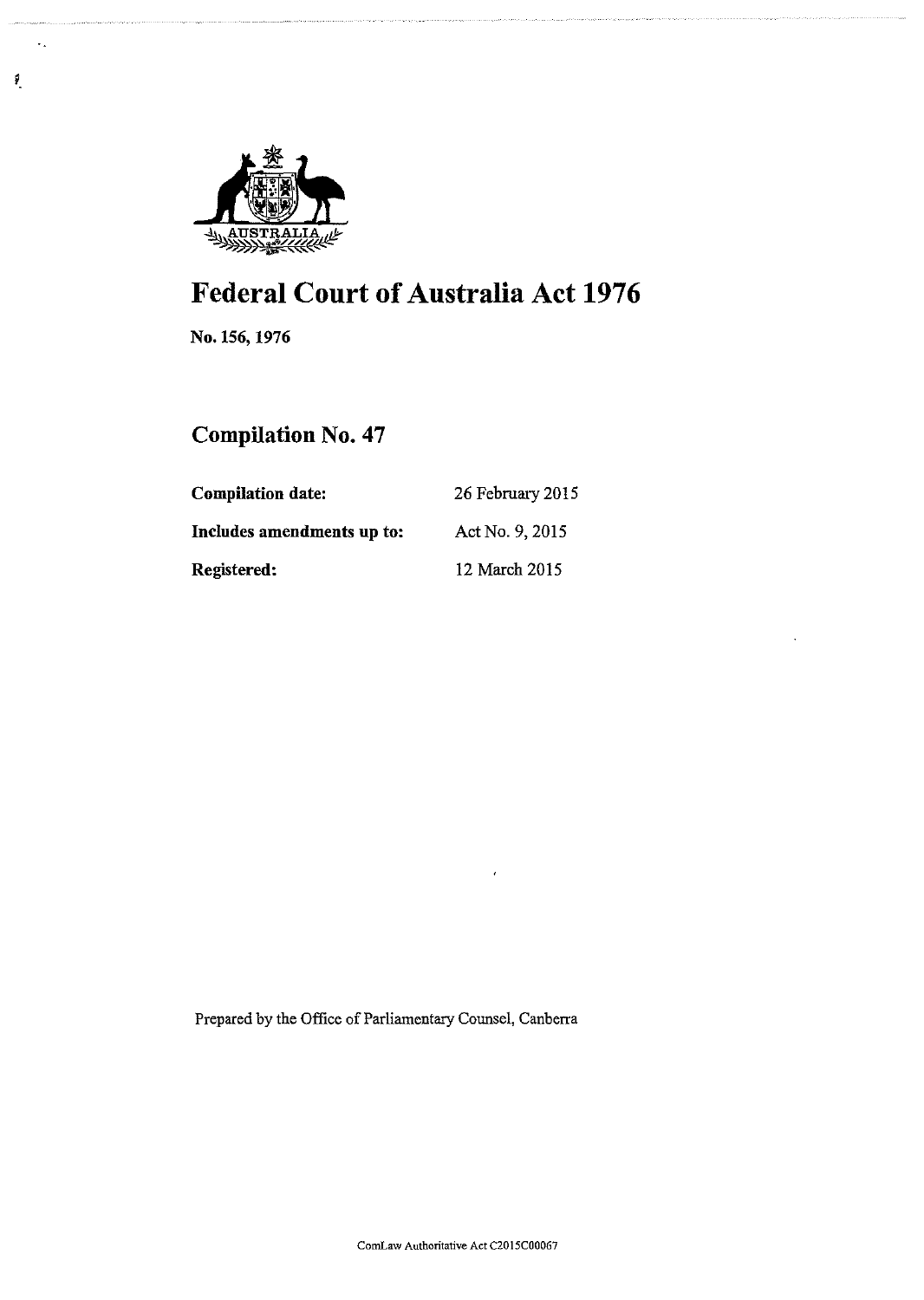# Federal Court of Australia Act 1976

**No. 156, 1976**

## Compilation No. 47

| | |
|---|---|
| **Compilation date:** | 26 February 2015 |
| **Includes amendments up to:** | Act No. 9, 2015 |
| **Registered:** | 12 March 2015 |

Prepared by the Office of Parliamentary Counsel, Canberra

ComLaw Authoritative Act C2015C00067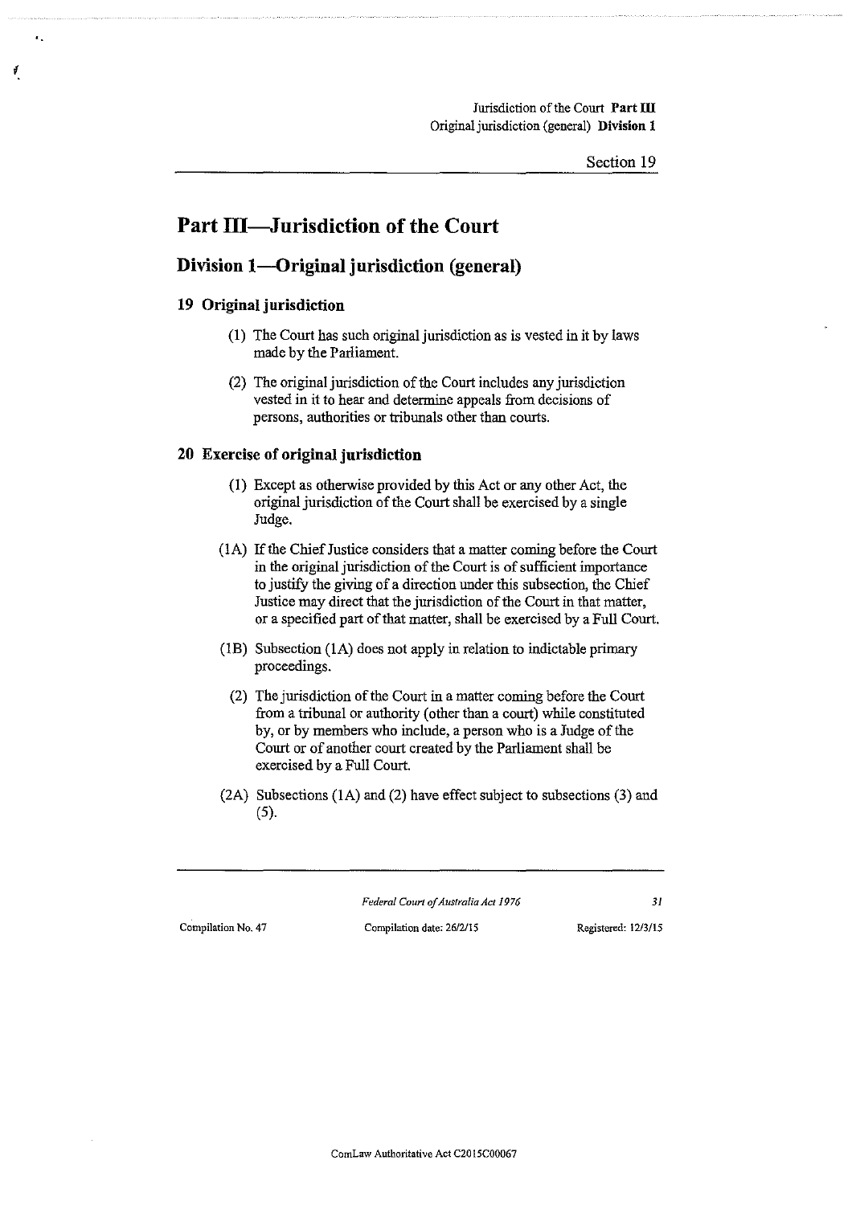# Part III—Jurisdiction of the Court

## Division 1—Original jurisdiction (general)

### 19 Original jurisdiction

(1) The Court has such original jurisdiction as is vested in it by laws made by the Parliament.

(2) The original jurisdiction of the Court includes any jurisdiction vested in it to hear and determine appeals from decisions of persons, authorities or tribunals other than courts.

### 20 Exercise of original jurisdiction

(1) Except as otherwise provided by this Act or any other Act, the original jurisdiction of the Court shall be exercised by a single Judge.

(1A) If the Chief Justice considers that a matter coming before the Court in the original jurisdiction of the Court is of sufficient importance to justify the giving of a direction under this subsection, the Chief Justice may direct that the jurisdiction of the Court in that matter, or a specified part of that matter, shall be exercised by a Full Court.

(1B) Subsection (1A) does not apply in relation to indictable primary proceedings.

(2) The jurisdiction of the Court in a matter coming before the Court from a tribunal or authority (other than a court) while constituted by, or by members who include, a person who is a Judge of the Court or of another court created by the Parliament shall be exercised by a Full Court.

(2A) Subsections (1A) and (2) have effect subject to subsections (3) and (5).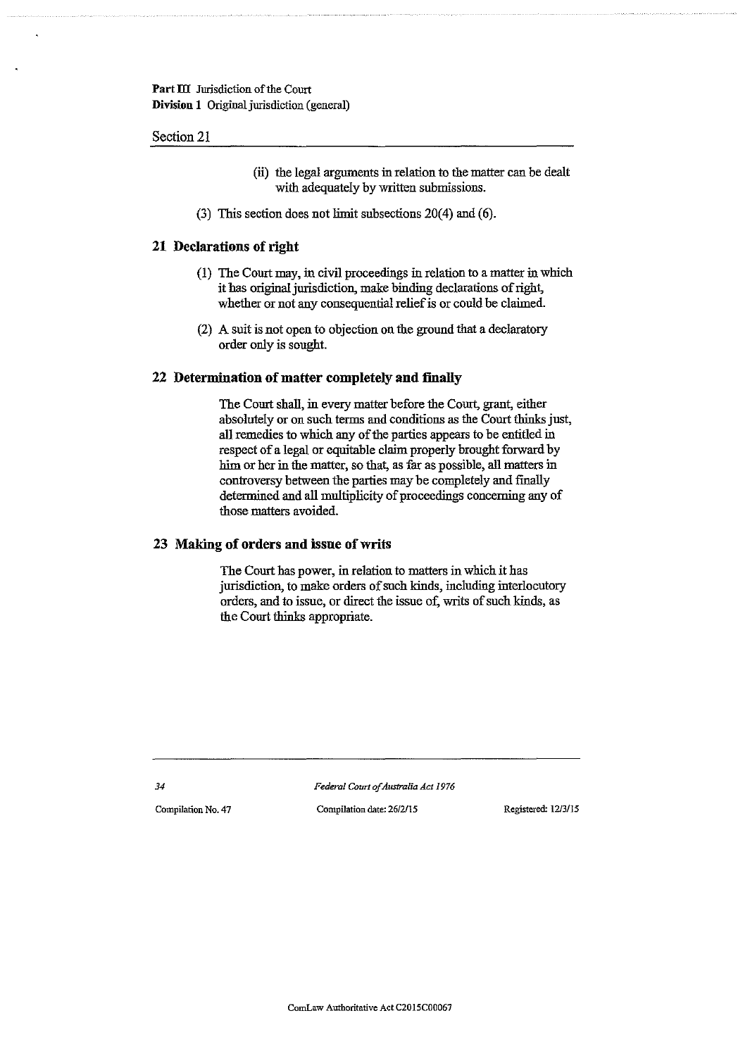(ii) the legal arguments in relation to the matter can be dealt with adequately by written submissions.

(3) This section does not limit subsections 20(4) and (6).

## 21 Declarations of right

(1) The Court may, in civil proceedings in relation to a matter in which it has original jurisdiction, make binding declarations of right, whether or not any consequential relief is or could be claimed.

(2) A suit is not open to objection on the ground that a declaratory order only is sought.

## 22 Determination of matter completely and finally

The Court shall, in every matter before the Court, grant, either absolutely or on such terms and conditions as the Court thinks just, all remedies to which any of the parties appears to be entitled in respect of a legal or equitable claim properly brought forward by him or her in the matter, so that, as far as possible, all matters in controversy between the parties may be completely and finally determined and all multiplicity of proceedings concerning any of those matters avoided.

## 23 Making of orders and issue of writs

The Court has power, in relation to matters in which it has jurisdiction, to make orders of such kinds, including interlocutory orders, and to issue, or direct the issue of, writs of such kinds, as the Court thinks appropriate.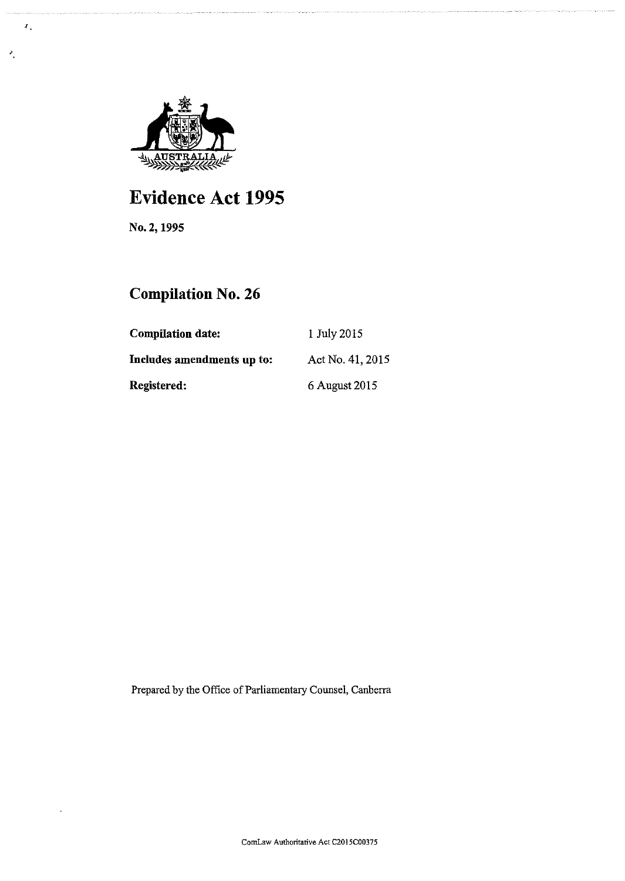# Evidence Act 1995

No. 2, 1995

## Compilation No. 26

| | |
|---|---|
| **Compilation date:** | 1 July 2015 |
| **Includes amendments up to:** | Act No. 41, 2015 |
| **Registered:** | 6 August 2015 |

Prepared by the Office of Parliamentary Counsel, Canberra

ComLaw Authoritative Act C2015C00375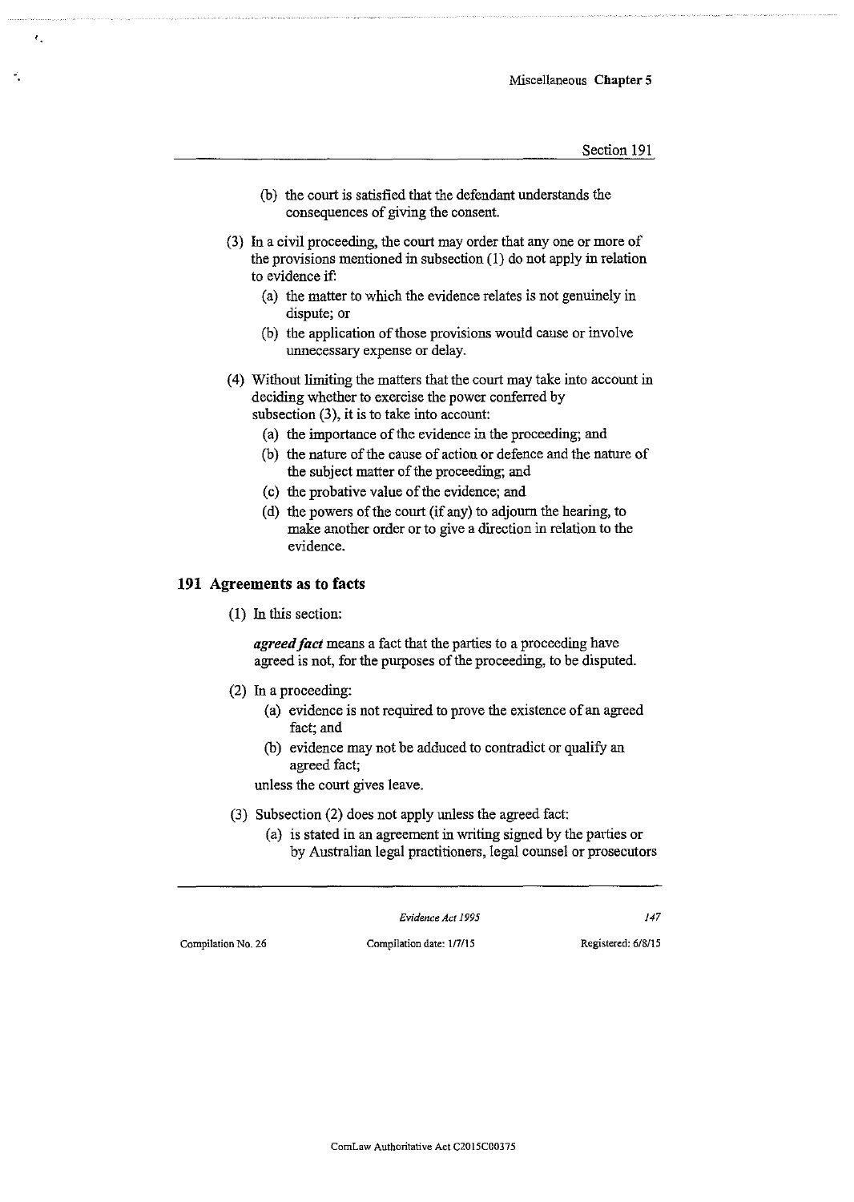(b) the court is satisfied that the defendant understands the consequences of giving the consent.

(3) In a civil proceeding, the court may order that any one or more of the provisions mentioned in subsection (1) do not apply in relation to evidence if:

  (a) the matter to which the evidence relates is not genuinely in dispute; or

  (b) the application of those provisions would cause or involve unnecessary expense or delay.

(4) Without limiting the matters that the court may take into account in deciding whether to exercise the power conferred by subsection (3), it is to take into account:

  (a) the importance of the evidence in the proceeding; and

  (b) the nature of the cause of action or defence and the nature of the subject matter of the proceeding; and

  (c) the probative value of the evidence; and

  (d) the powers of the court (if any) to adjourn the hearing, to make another order or to give a direction in relation to the evidence.

## 191 Agreements as to facts

(1) In this section:

***agreed fact*** means a fact that the parties to a proceeding have agreed is not, for the purposes of the proceeding, to be disputed.

(2) In a proceeding:

  (a) evidence is not required to prove the existence of an agreed fact; and

  (b) evidence may not be adduced to contradict or qualify an agreed fact;

unless the court gives leave.

(3) Subsection (2) does not apply unless the agreed fact:

  (a) is stated in an agreement in writing signed by the parties or by Australian legal practitioners, legal counsel or prosecutors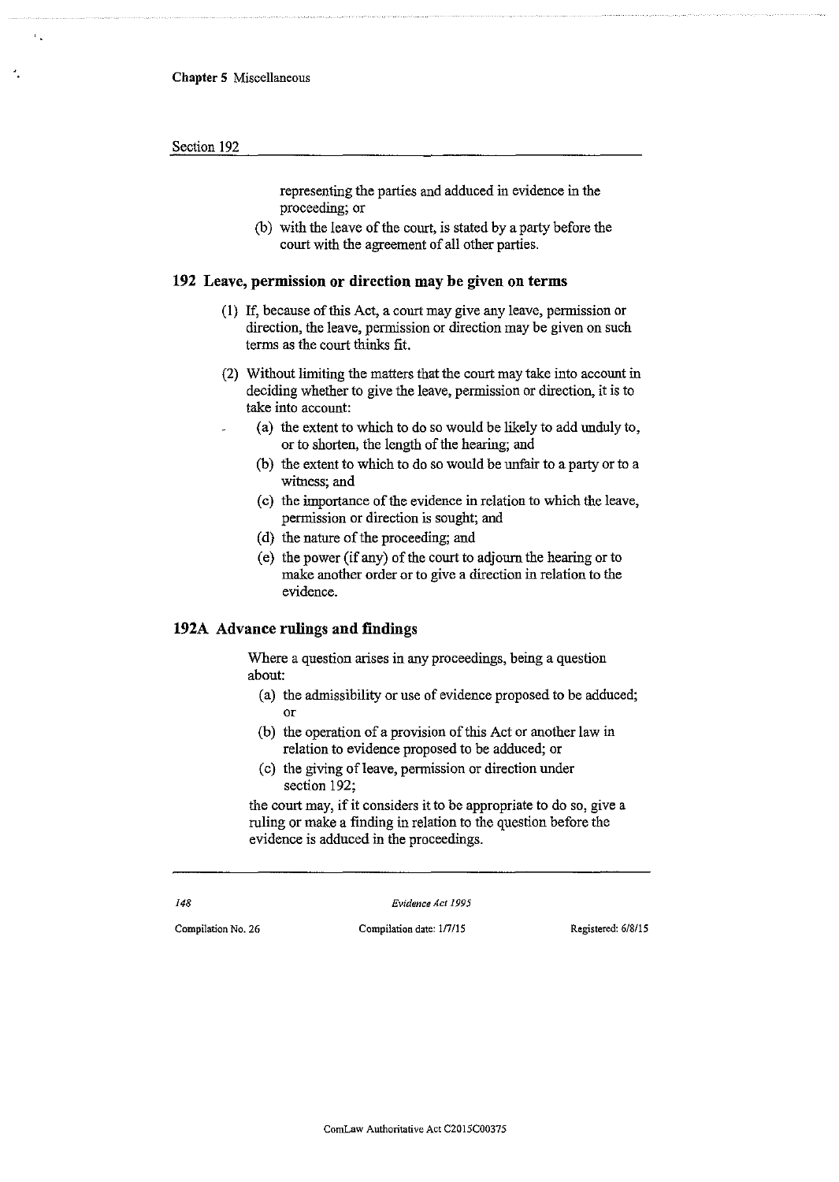representing the parties and adduced in evidence in the proceeding; or

(b) with the leave of the court, is stated by a party before the court with the agreement of all other parties.

### 192 Leave, permission or direction may be given on terms

(1) If, because of this Act, a court may give any leave, permission or direction, the leave, permission or direction may be given on such terms as the court thinks fit.

(2) Without limiting the matters that the court may take into account in deciding whether to give the leave, permission or direction, it is to take into account:

(a) the extent to which to do so would be likely to add unduly to, or to shorten, the length of the hearing; and

(b) the extent to which to do so would be unfair to a party or to a witness; and

(c) the importance of the evidence in relation to which the leave, permission or direction is sought; and

(d) the nature of the proceeding; and

(e) the power (if any) of the court to adjourn the hearing or to make another order or to give a direction in relation to the evidence.

### 192A Advance rulings and findings

Where a question arises in any proceedings, being a question about:

(a) the admissibility or use of evidence proposed to be adduced; or

(b) the operation of a provision of this Act or another law in relation to evidence proposed to be adduced; or

(c) the giving of leave, permission or direction under section 192;

the court may, if it considers it to be appropriate to do so, give a ruling or make a finding in relation to the question before the evidence is adduced in the proceedings.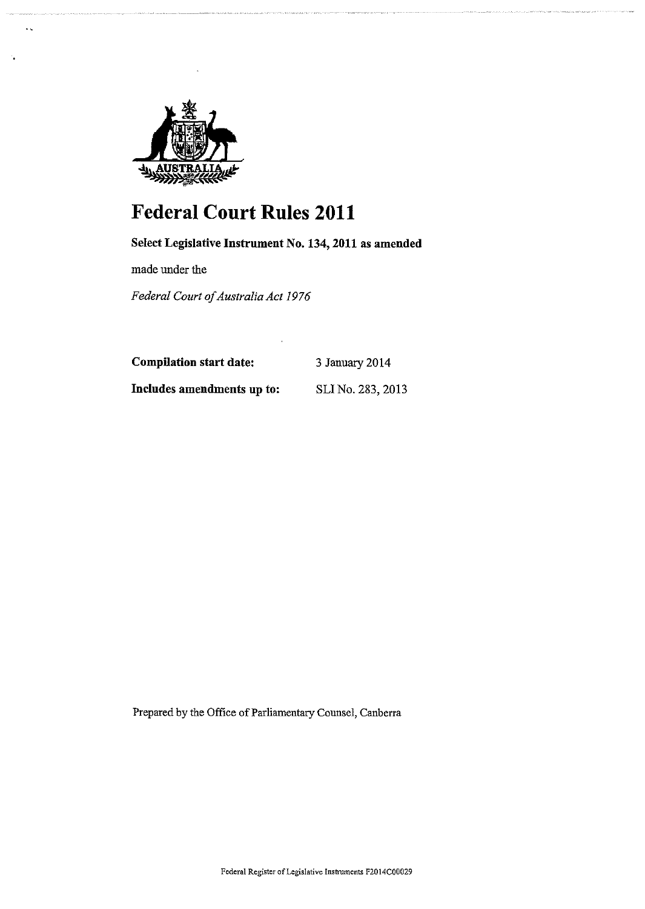# Federal Court Rules 2011

**Select Legislative Instrument No. 134, 2011 as amended**

made under the

*Federal Court of Australia Act 1976*

| **Compilation start date:** | 3 January 2014 |
|---|---|
| **Includes amendments up to:** | SLI No. 283, 2013 |

Prepared by the Office of Parliamentary Counsel, Canberra

Federal Register of Legislative Instruments F2014C00029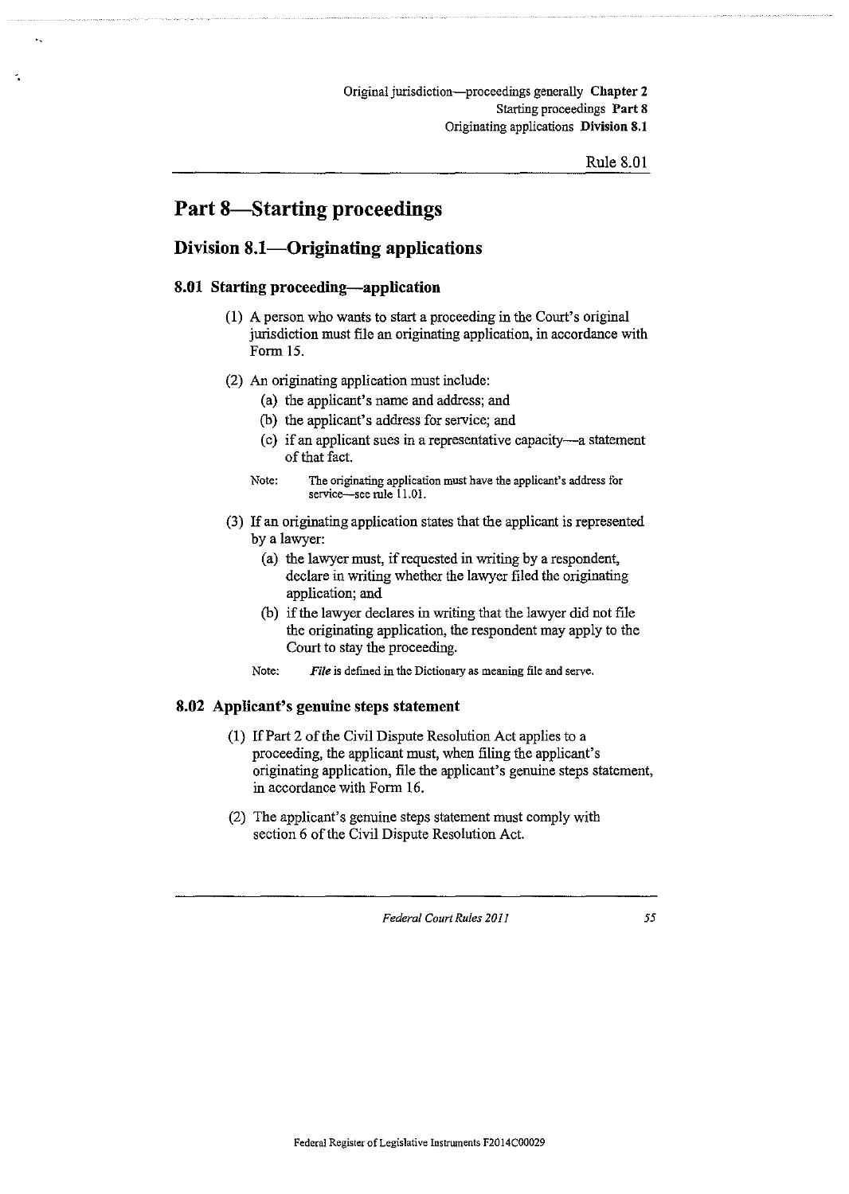# Part 8—Starting proceedings

## Division 8.1—Originating applications

### 8.01 Starting proceeding—application

(1) A person who wants to start a proceeding in the Court's original jurisdiction must file an originating application, in accordance with Form 15.

(2) An originating application must include:

   (a) the applicant's name and address; and

   (b) the applicant's address for service; and

   (c) if an applicant sues in a representative capacity—a statement of that fact.

Note: The originating application must have the applicant's address for service—see rule 11.01.

(3) If an originating application states that the applicant is represented by a lawyer:

   (a) the lawyer must, if requested in writing by a respondent, declare in writing whether the lawyer filed the originating application; and

   (b) if the lawyer declares in writing that the lawyer did not file the originating application, the respondent may apply to the Court to stay the proceeding.

Note: ***File*** is defined in the Dictionary as meaning file and serve.

### 8.02 Applicant's genuine steps statement

(1) If Part 2 of the Civil Dispute Resolution Act applies to a proceeding, the applicant must, when filing the applicant's originating application, file the applicant's genuine steps statement, in accordance with Form 16.

(2) The applicant's genuine steps statement must comply with section 6 of the Civil Dispute Resolution Act.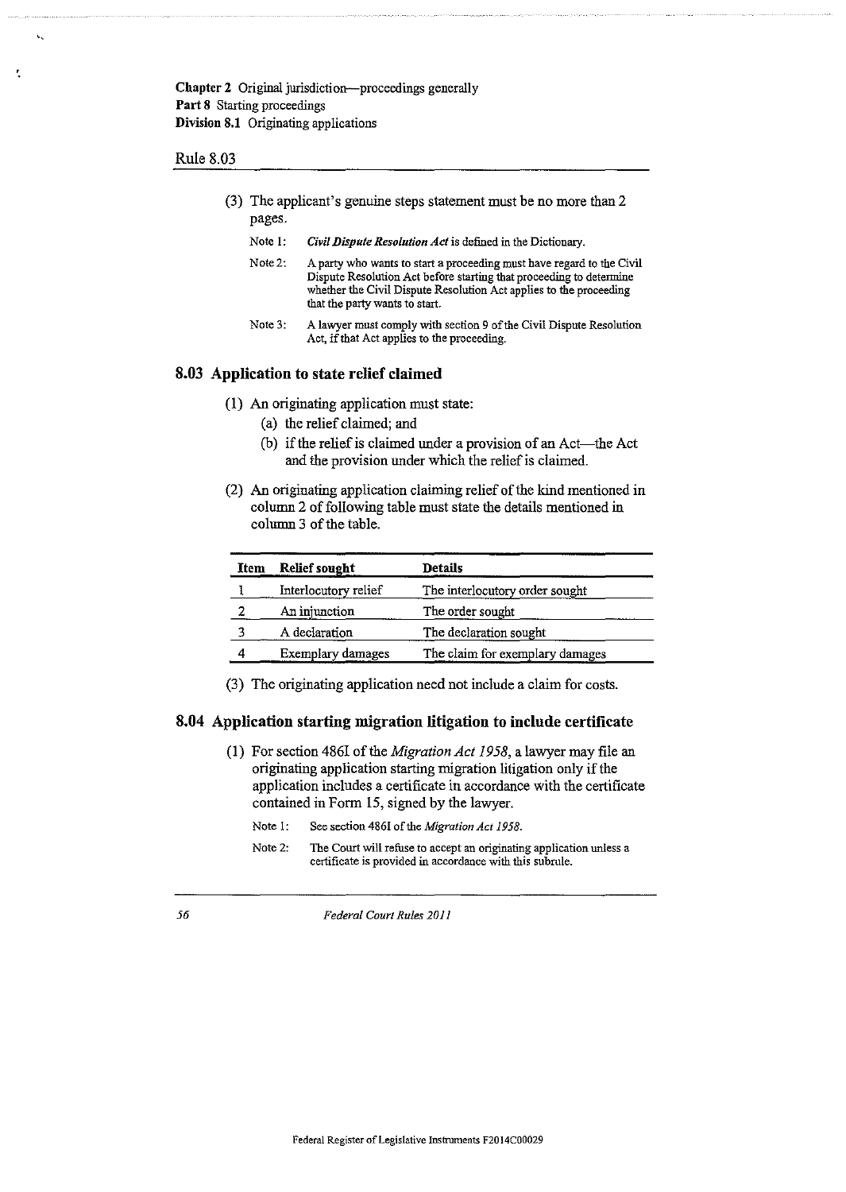(3) The applicant's genuine steps statement must be no more than 2 pages.

Note 1: *Civil Dispute Resolution Act* is defined in the Dictionary.

Note 2: A party who wants to start a proceeding must have regard to the Civil Dispute Resolution Act before starting that proceeding to determine whether the Civil Dispute Resolution Act applies to the proceeding that the party wants to start.

Note 3: A lawyer must comply with section 9 of the Civil Dispute Resolution Act, if that Act applies to the proceeding.

## 8.03 Application to state relief claimed

(1) An originating application must state:

(a) the relief claimed; and

(b) if the relief is claimed under a provision of an Act—the Act and the provision under which the relief is claimed.

(2) An originating application claiming relief of the kind mentioned in column 2 of following table must state the details mentioned in column 3 of the table.

| Item | Relief sought | Details |
|---|---|---|
| 1 | Interlocutory relief | The interlocutory order sought |
| 2 | An injunction | The order sought |
| 3 | A declaration | The declaration sought |
| 4 | Exemplary damages | The claim for exemplary damages |

(3) The originating application need not include a claim for costs.

## 8.04 Application starting migration litigation to include certificate

(1) For section 486I of the *Migration Act 1958*, a lawyer may file an originating application starting migration litigation only if the application includes a certificate in accordance with the certificate contained in Form 15, signed by the lawyer.

Note 1: See section 486I of the *Migration Act 1958*.

Note 2: The Court will refuse to accept an originating application unless a certificate is provided in accordance with this subrule.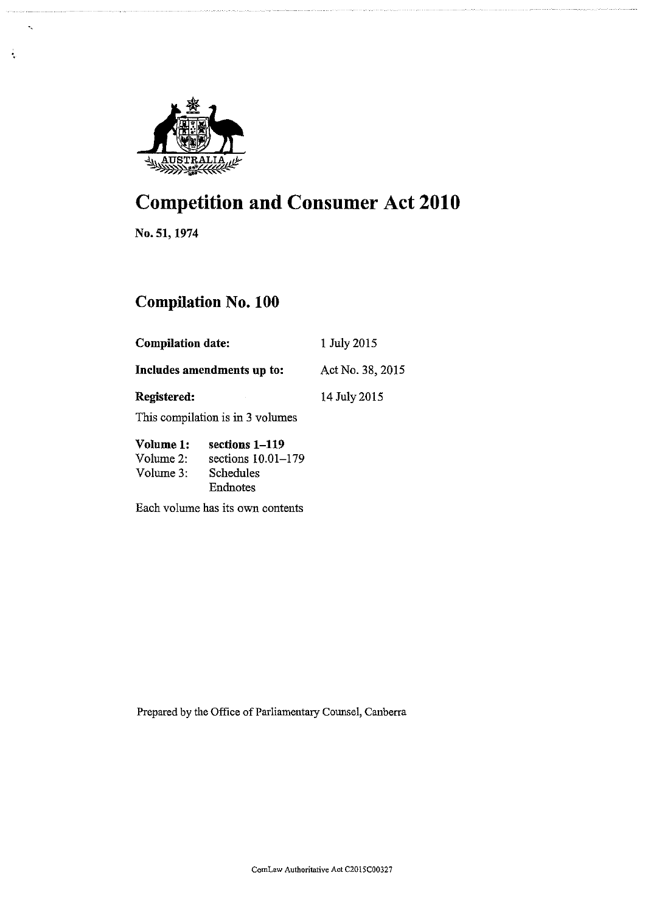# Competition and Consumer Act 2010

**No. 51, 1974**

## Compilation No. 100

| | |
|---|---|
| **Compilation date:** | 1 July 2015 |
| **Includes amendments up to:** | Act No. 38, 2015 |
| **Registered:** | 14 July 2015 |

This compilation is in 3 volumes

| | |
|---|---|
| **Volume 1:** | **sections 1–119** |
| Volume 2: | sections 10.01–179 |
| Volume 3: | Schedules<br>Endnotes |

Each volume has its own contents

Prepared by the Office of Parliamentary Counsel, Canberra

ComLaw Authoritative Act C2015C00327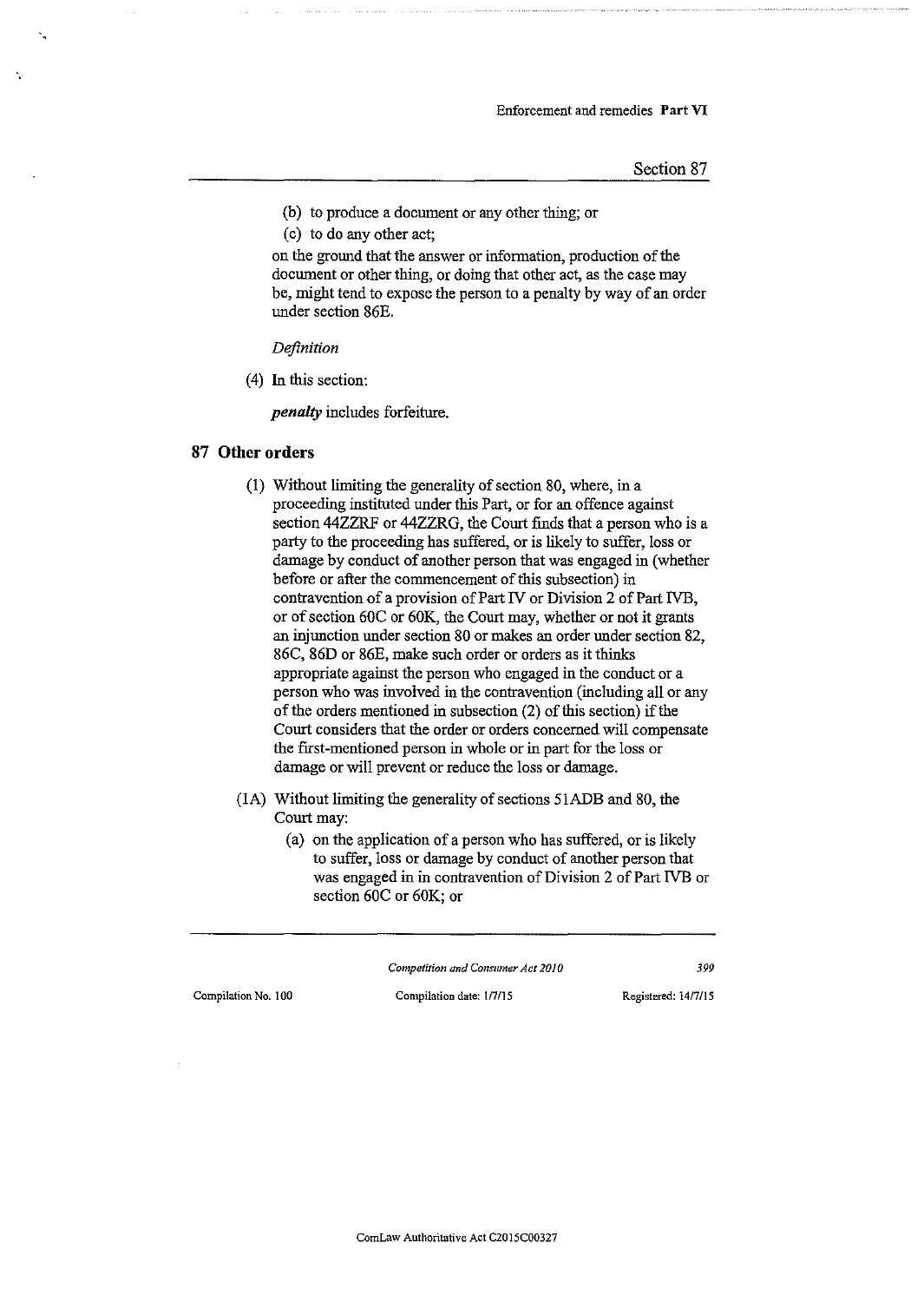(b) to produce a document or any other thing; or

(c) to do any other act;

on the ground that the answer or information, production of the document or other thing, or doing that other act, as the case may be, might tend to expose the person to a penalty by way of an order under section 86E.

*Definition*

(4) In this section:

***penalty*** includes forfeiture.

## 87 Other orders

(1) Without limiting the generality of section 80, where, in a proceeding instituted under this Part, or for an offence against section 44ZZRF or 44ZZRG, the Court finds that a person who is a party to the proceeding has suffered, or is likely to suffer, loss or damage by conduct of another person that was engaged in (whether before or after the commencement of this subsection) in contravention of a provision of Part IV or Division 2 of Part IVB, or of section 60C or 60K, the Court may, whether or not it grants an injunction under section 80 or makes an order under section 82, 86C, 86D or 86E, make such order or orders as it thinks appropriate against the person who engaged in the conduct or a person who was involved in the contravention (including all or any of the orders mentioned in subsection (2) of this section) if the Court considers that the order or orders concerned will compensate the first-mentioned person in whole or in part for the loss or damage or will prevent or reduce the loss or damage.

(1A) Without limiting the generality of sections 51ADB and 80, the Court may:

(a) on the application of a person who has suffered, or is likely to suffer, loss or damage by conduct of another person that was engaged in in contravention of Division 2 of Part IVB or section 60C or 60K; or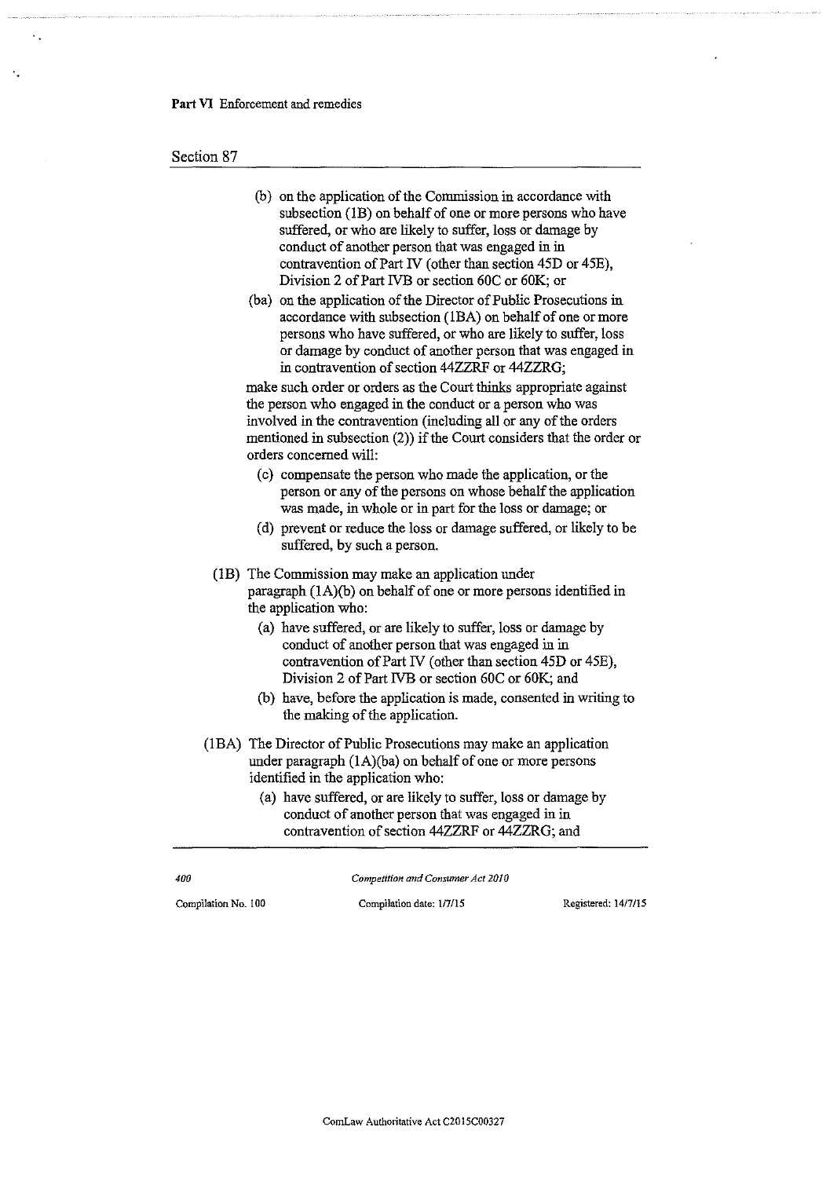(b) on the application of the Commission in accordance with subsection (1B) on behalf of one or more persons who have suffered, or who are likely to suffer, loss or damage by conduct of another person that was engaged in in contravention of Part IV (other than section 45D or 45E), Division 2 of Part IVB or section 60C or 60K; or

(ba) on the application of the Director of Public Prosecutions in accordance with subsection (1BA) on behalf of one or more persons who have suffered, or who are likely to suffer, loss or damage by conduct of another person that was engaged in in contravention of section 44ZZRF or 44ZZRG;

make such order or orders as the Court thinks appropriate against the person who engaged in the conduct or a person who was involved in the contravention (including all or any of the orders mentioned in subsection (2)) if the Court considers that the order or orders concerned will:

(c) compensate the person who made the application, or the person or any of the persons on whose behalf the application was made, in whole or in part for the loss or damage; or

(d) prevent or reduce the loss or damage suffered, or likely to be suffered, by such a person.

(1B) The Commission may make an application under paragraph (1A)(b) on behalf of one or more persons identified in the application who:

(a) have suffered, or are likely to suffer, loss or damage by conduct of another person that was engaged in in contravention of Part IV (other than section 45D or 45E), Division 2 of Part IVB or section 60C or 60K; and

(b) have, before the application is made, consented in writing to the making of the application.

(1BA) The Director of Public Prosecutions may make an application under paragraph (1A)(ba) on behalf of one or more persons identified in the application who:

(a) have suffered, or are likely to suffer, loss or damage by conduct of another person that was engaged in in contravention of section 44ZZRF or 44ZZRG; and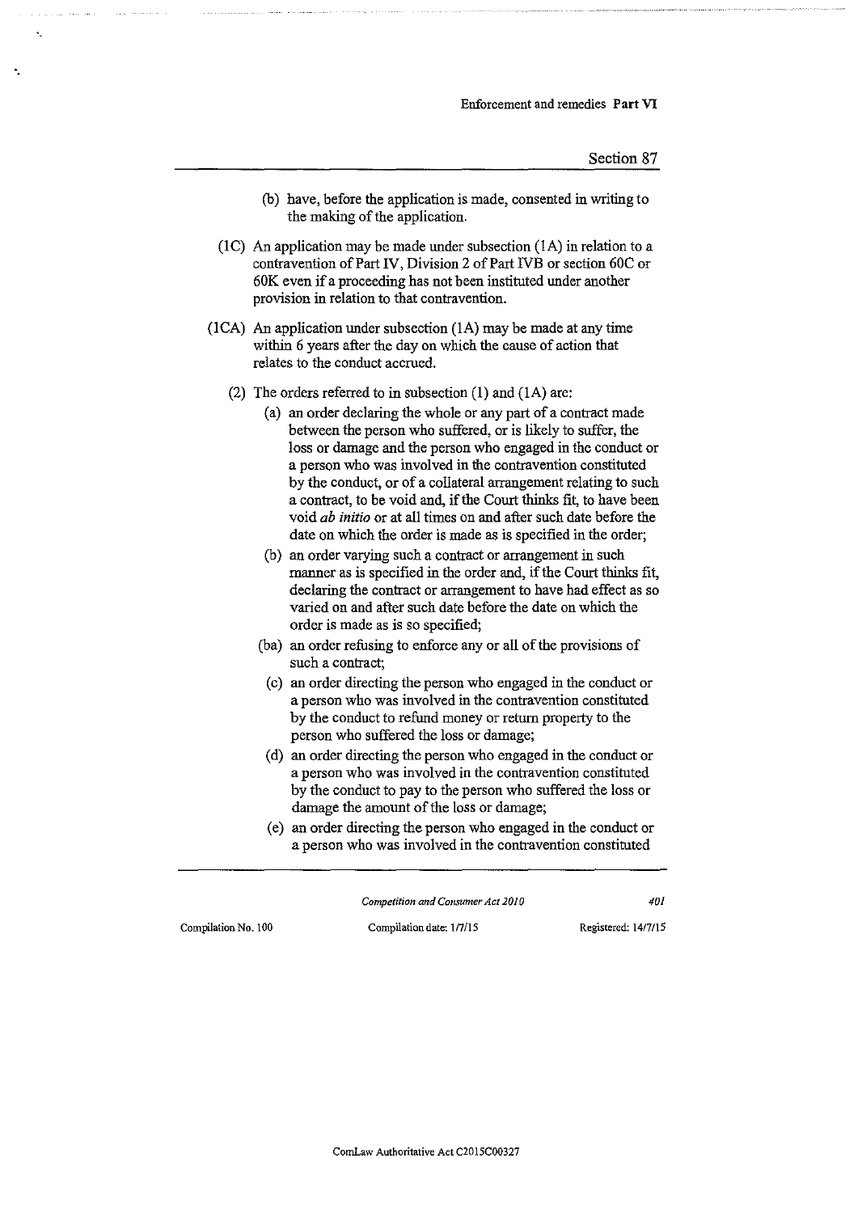(b) have, before the application is made, consented in writing to the making of the application.

(1C) An application may be made under subsection (1A) in relation to a contravention of Part IV, Division 2 of Part IVB or section 60C or 60K even if a proceeding has not been instituted under another provision in relation to that contravention.

(1CA) An application under subsection (1A) may be made at any time within 6 years after the day on which the cause of action that relates to the conduct accrued.

(2) The orders referred to in subsection (1) and (1A) are:

(a) an order declaring the whole or any part of a contract made between the person who suffered, or is likely to suffer, the loss or damage and the person who engaged in the conduct or a person who was involved in the contravention constituted by the conduct, or of a collateral arrangement relating to such a contract, to be void and, if the Court thinks fit, to have been void *ab initio* or at all times on and after such date before the date on which the order is made as is specified in the order;

(b) an order varying such a contract or arrangement in such manner as is specified in the order and, if the Court thinks fit, declaring the contract or arrangement to have had effect as so varied on and after such date before the date on which the order is made as is so specified;

(ba) an order refusing to enforce any or all of the provisions of such a contract;

(c) an order directing the person who engaged in the conduct or a person who was involved in the contravention constituted by the conduct to refund money or return property to the person who suffered the loss or damage;

(d) an order directing the person who engaged in the conduct or a person who was involved in the contravention constituted by the conduct to pay to the person who suffered the loss or damage the amount of the loss or damage;

(e) an order directing the person who engaged in the conduct or a person who was involved in the contravention constituted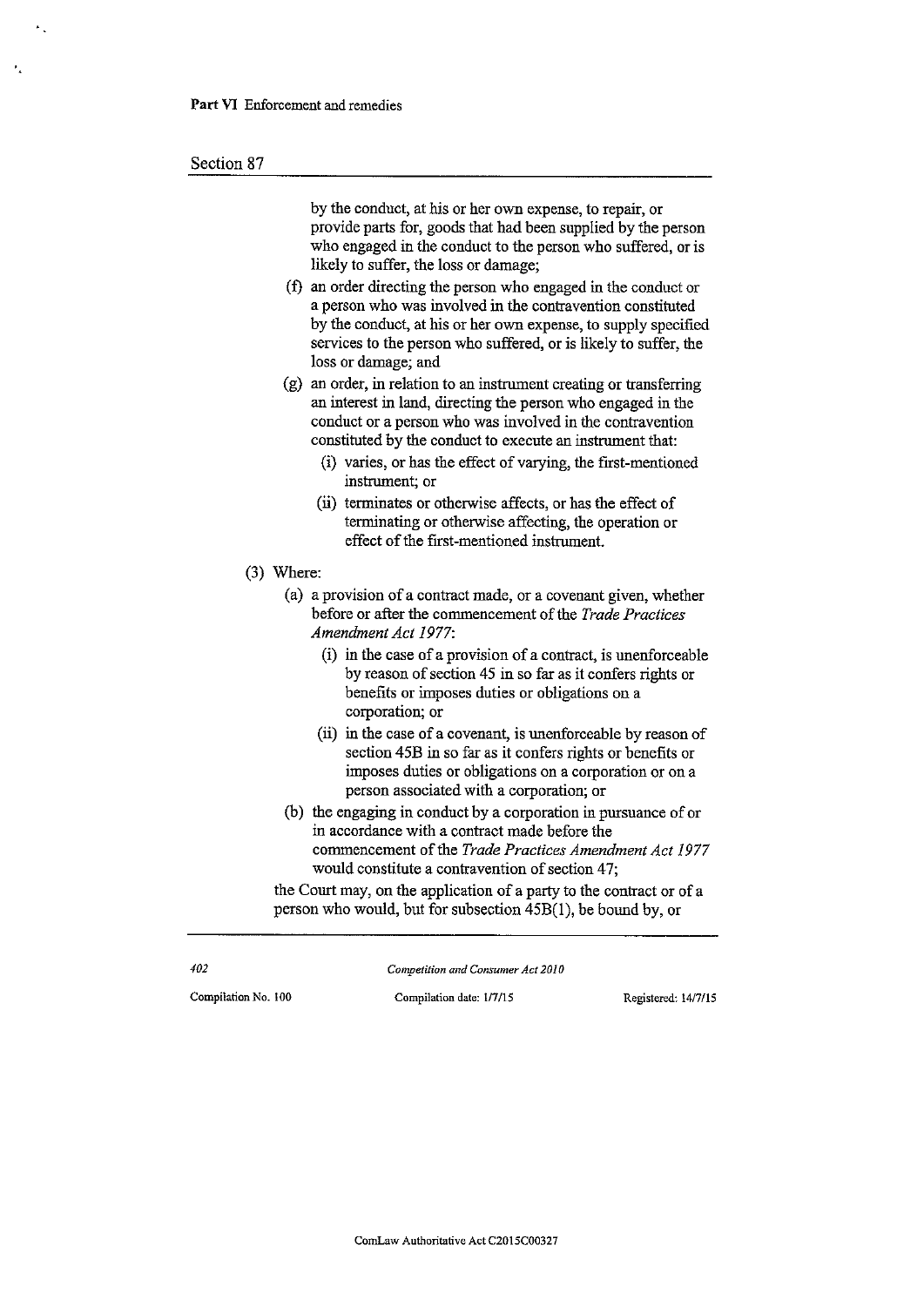by the conduct, at his or her own expense, to repair, or provide parts for, goods that had been supplied by the person who engaged in the conduct to the person who suffered, or is likely to suffer, the loss or damage;

(f) an order directing the person who engaged in the conduct or a person who was involved in the contravention constituted by the conduct, at his or her own expense, to supply specified services to the person who suffered, or is likely to suffer, the loss or damage; and

(g) an order, in relation to an instrument creating or transferring an interest in land, directing the person who engaged in the conduct or a person who was involved in the contravention constituted by the conduct to execute an instrument that:

(i) varies, or has the effect of varying, the first-mentioned instrument; or

(ii) terminates or otherwise affects, or has the effect of terminating or otherwise affecting, the operation or effect of the first-mentioned instrument.

(3) Where:

(a) a provision of a contract made, or a covenant given, whether before or after the commencement of the *Trade Practices Amendment Act 1977*:

(i) in the case of a provision of a contract, is unenforceable by reason of section 45 in so far as it confers rights or benefits or imposes duties or obligations on a corporation; or

(ii) in the case of a covenant, is unenforceable by reason of section 45B in so far as it confers rights or benefits or imposes duties or obligations on a corporation or on a person associated with a corporation; or

(b) the engaging in conduct by a corporation in pursuance of or in accordance with a contract made before the commencement of the *Trade Practices Amendment Act 1977* would constitute a contravention of section 47;

the Court may, on the application of a party to the contract or of a person who would, but for subsection 45B(1), be bound by, or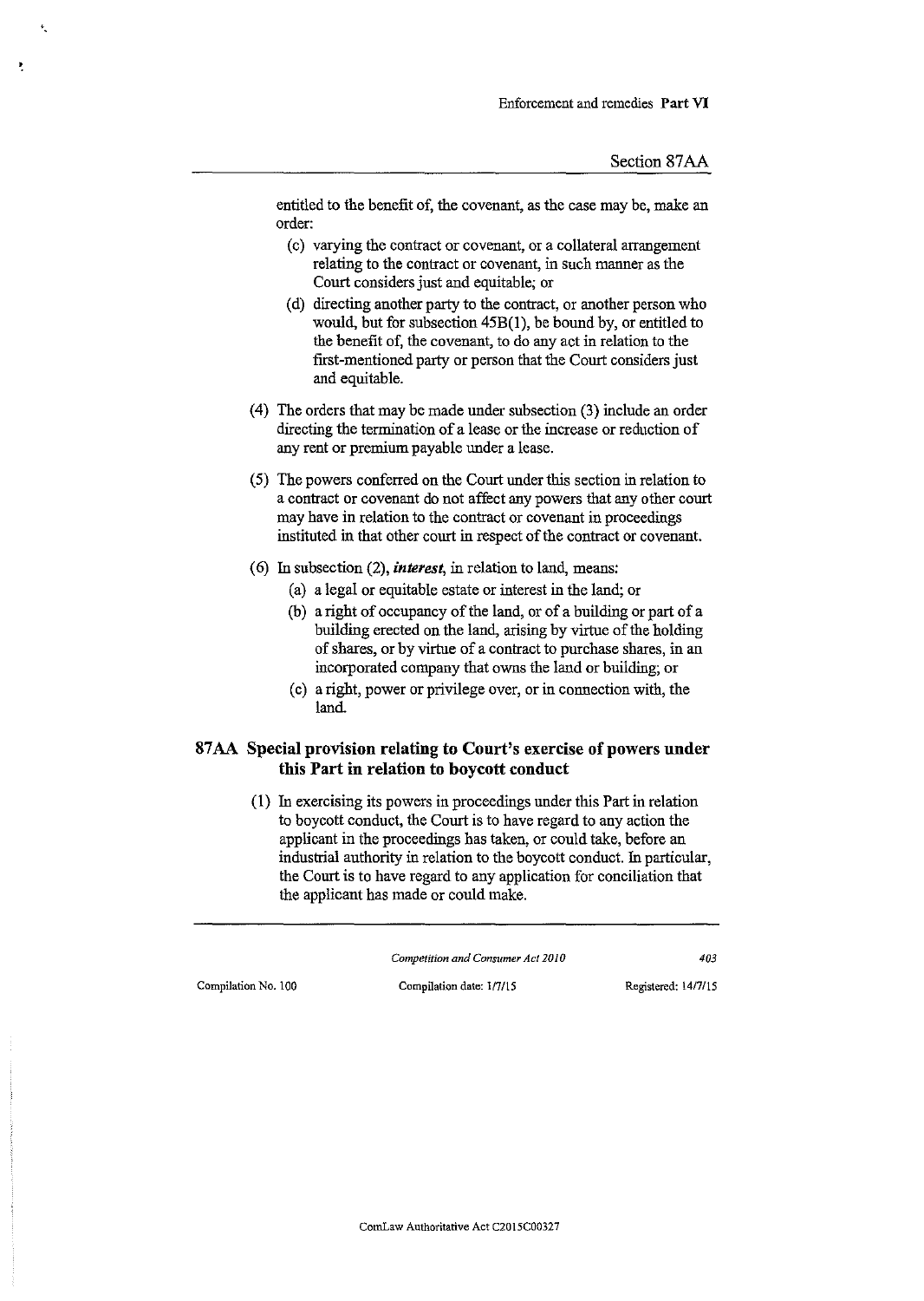entitled to the benefit of, the covenant, as the case may be, make an order:

- (c) varying the contract or covenant, or a collateral arrangement relating to the contract or covenant, in such manner as the Court considers just and equitable; or
- (d) directing another party to the contract, or another person who would, but for subsection 45B(1), be bound by, or entitled to the benefit of, the covenant, to do any act in relation to the first-mentioned party or person that the Court considers just and equitable.

(4) The orders that may be made under subsection (3) include an order directing the termination of a lease or the increase or reduction of any rent or premium payable under a lease.

(5) The powers conferred on the Court under this section in relation to a contract or covenant do not affect any powers that any other court may have in relation to the contract or covenant in proceedings instituted in that other court in respect of the contract or covenant.

(6) In subsection (2), ***interest***, in relation to land, means:

- (a) a legal or equitable estate or interest in the land; or
- (b) a right of occupancy of the land, or of a building or part of a building erected on the land, arising by virtue of the holding of shares, or by virtue of a contract to purchase shares, in an incorporated company that owns the land or building; or
- (c) a right, power or privilege over, or in connection with, the land.

## 87AA Special provision relating to Court's exercise of powers under this Part in relation to boycott conduct

(1) In exercising its powers in proceedings under this Part in relation to boycott conduct, the Court is to have regard to any action the applicant in the proceedings has taken, or could take, before an industrial authority in relation to the boycott conduct. In particular, the Court is to have regard to any application for conciliation that the applicant has made or could make.